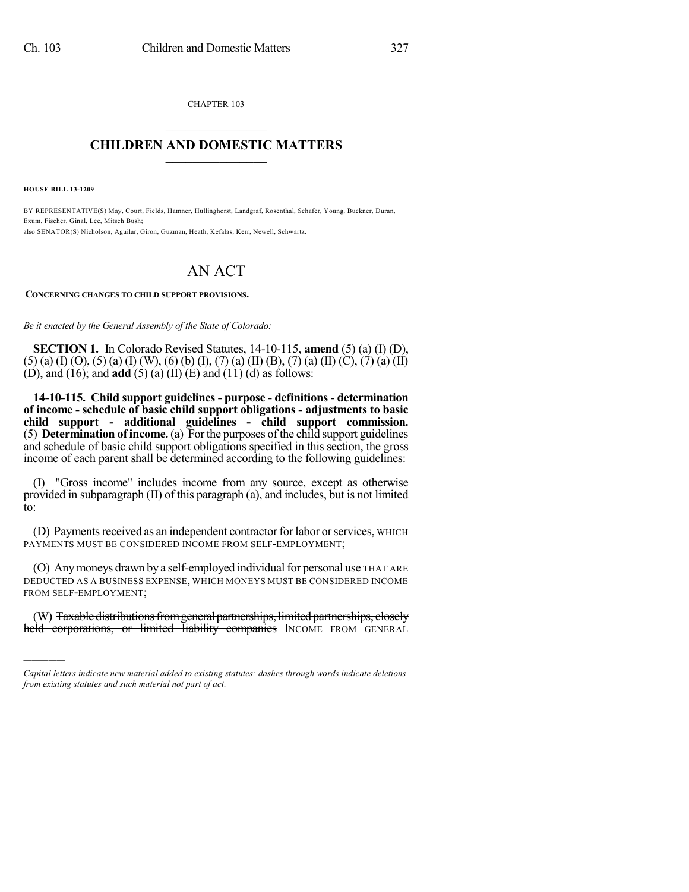CHAPTER 103

# CHILDREN AND DOMESTIC MATTERS

**HOUSE BILL 13-1209**

BY REPRESENTATIVE(S) May, Court, Fields, Hamner, Hullinghorst, Landgraf, Rosenthal, Schafer, Young, Buckner, Duran, Exum, Fischer, Ginal, Lee, Mitsch Bush;
also SENATOR(S) Nicholson, Aguilar, Giron, Guzman, Heath, Kefalas, Kerr, Newell, Schwartz.

# AN ACT

**CONCERNING CHANGES TO CHILD SUPPORT PROVISIONS.**

*Be it enacted by the General Assembly of the State of Colorado:*

**SECTION 1.** In Colorado Revised Statutes, 14-10-115, **amend** (5) (a) (I) (D), (5) (a) (I) (O), (5) (a) (I) (W), (6) (b) (I), (7) (a) (II) (B), (7) (a) (II) (C), (7) (a) (II) (D), and (16); and **add** (5) (a) (II) (E) and (11) (d) as follows:

**14-10-115. Child support guidelines - purpose - definitions - determination of income - schedule of basic child support obligations - adjustments to basic child support - additional guidelines - child support commission.** (5) **Determination of income.** (a) For the purposes of the child support guidelines and schedule of basic child support obligations specified in this section, the gross income of each parent shall be determined according to the following guidelines:

(I) "Gross income" includes income from any source, except as otherwise provided in subparagraph (II) of this paragraph (a), and includes, but is not limited to:

(D) Payments received as an independent contractor for labor or services, WHICH PAYMENTS MUST BE CONSIDERED INCOME FROM SELF-EMPLOYMENT;

(O) Any moneys drawn by a self-employed individual for personal use THAT ARE DEDUCTED AS A BUSINESS EXPENSE, WHICH MONEYS MUST BE CONSIDERED INCOME FROM SELF-EMPLOYMENT;

(W) ~~Taxable distributions from general partnerships, limited partnerships, closely held corporations, or limited liability companies~~ INCOME FROM GENERAL

*Capital letters indicate new material added to existing statutes; dashes through words indicate deletions from existing statutes and such material not part of act.*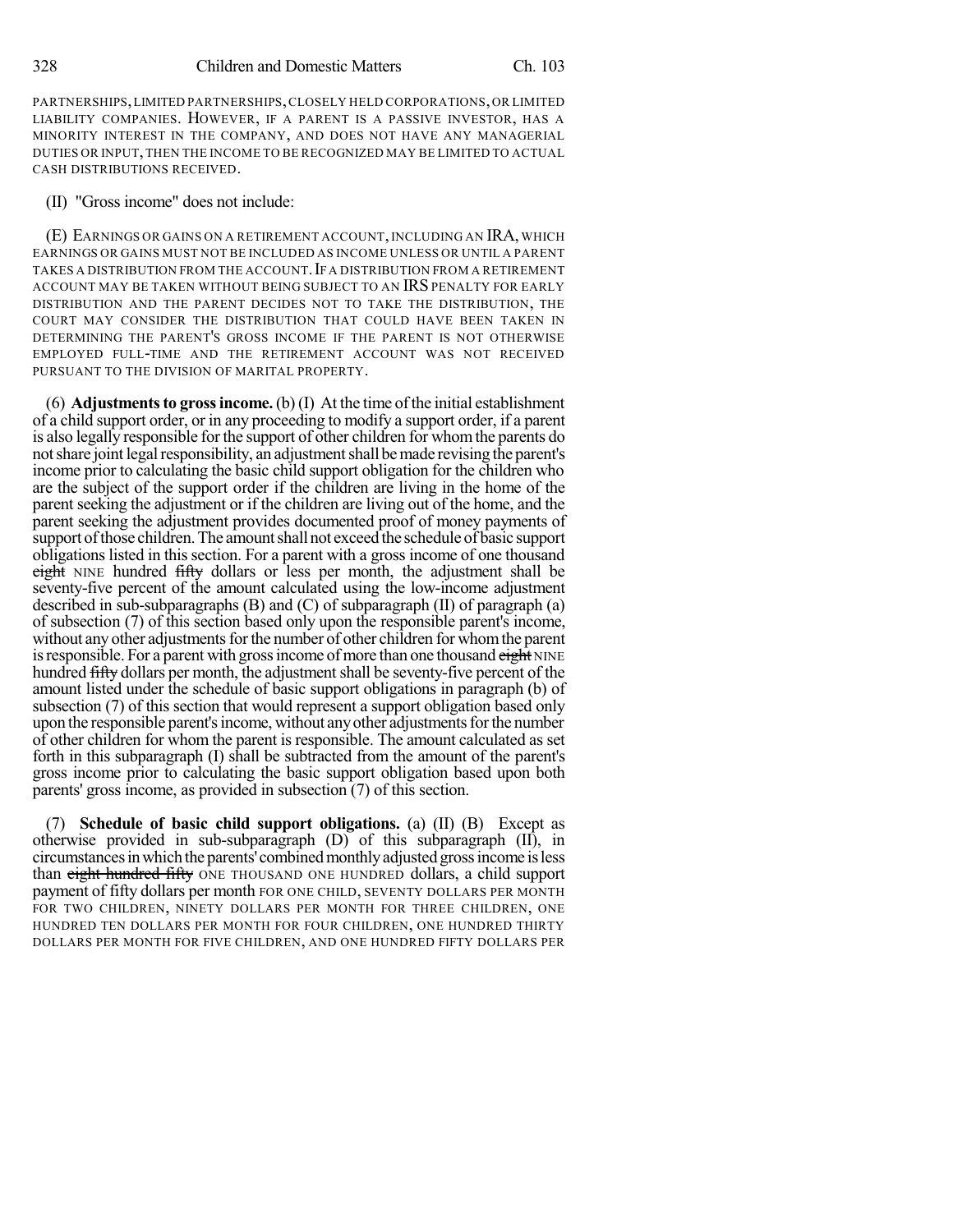PARTNERSHIPS, LIMITED PARTNERSHIPS, CLOSELY HELD CORPORATIONS, OR LIMITED LIABILITY COMPANIES. HOWEVER, IF A PARENT IS A PASSIVE INVESTOR, HAS A MINORITY INTEREST IN THE COMPANY, AND DOES NOT HAVE ANY MANAGERIAL DUTIES OR INPUT, THEN THE INCOME TO BE RECOGNIZED MAY BE LIMITED TO ACTUAL CASH DISTRIBUTIONS RECEIVED.

(II) "Gross income" does not include:

(E) EARNINGS OR GAINS ON A RETIREMENT ACCOUNT, INCLUDING AN IRA, WHICH EARNINGS OR GAINS MUST NOT BE INCLUDED AS INCOME UNLESS OR UNTIL A PARENT TAKES A DISTRIBUTION FROM THE ACCOUNT. IF A DISTRIBUTION FROM A RETIREMENT ACCOUNT MAY BE TAKEN WITHOUT BEING SUBJECT TO AN IRS PENALTY FOR EARLY DISTRIBUTION AND THE PARENT DECIDES NOT TO TAKE THE DISTRIBUTION, THE COURT MAY CONSIDER THE DISTRIBUTION THAT COULD HAVE BEEN TAKEN IN DETERMINING THE PARENT'S GROSS INCOME IF THE PARENT IS NOT OTHERWISE EMPLOYED FULL-TIME AND THE RETIREMENT ACCOUNT WAS NOT RECEIVED PURSUANT TO THE DIVISION OF MARITAL PROPERTY.

(6) **Adjustments to gross income.** (b) (I) At the time of the initial establishment of a child support order, or in any proceeding to modify a support order, if a parent is also legally responsible for the support of other children for whom the parents do not share joint legal responsibility, an adjustment shall be made revising the parent's income prior to calculating the basic child support obligation for the children who are the subject of the support order if the children are living in the home of the parent seeking the adjustment or if the children are living out of the home, and the parent seeking the adjustment provides documented proof of money payments of support of those children. The amount shall not exceed the schedule of basic support obligations listed in this section. For a parent with a gross income of one thousand ~~eight~~ NINE hundred ~~fifty~~ dollars or less per month, the adjustment shall be seventy-five percent of the amount calculated using the low-income adjustment described in sub-subparagraphs (B) and (C) of subparagraph (II) of paragraph (a) of subsection (7) of this section based only upon the responsible parent's income, without any other adjustments for the number of other children for whom the parent is responsible. For a parent with gross income of more than one thousand ~~eight~~ NINE hundred ~~fifty~~ dollars per month, the adjustment shall be seventy-five percent of the amount listed under the schedule of basic support obligations in paragraph (b) of subsection (7) of this section that would represent a support obligation based only upon the responsible parent's income, without any other adjustments for the number of other children for whom the parent is responsible. The amount calculated as set forth in this subparagraph (I) shall be subtracted from the amount of the parent's gross income prior to calculating the basic support obligation based upon both parents' gross income, as provided in subsection (7) of this section.

(7) **Schedule of basic child support obligations.** (a) (II) (B) Except as otherwise provided in sub-subparagraph (D) of this subparagraph (II), in circumstances in which the parents' combined monthly adjusted gross income is less than ~~eight hundred fifty~~ ONE THOUSAND ONE HUNDRED dollars, a child support payment of fifty dollars per month FOR ONE CHILD, SEVENTY DOLLARS PER MONTH FOR TWO CHILDREN, NINETY DOLLARS PER MONTH FOR THREE CHILDREN, ONE HUNDRED TEN DOLLARS PER MONTH FOR FOUR CHILDREN, ONE HUNDRED THIRTY DOLLARS PER MONTH FOR FIVE CHILDREN, AND ONE HUNDRED FIFTY DOLLARS PER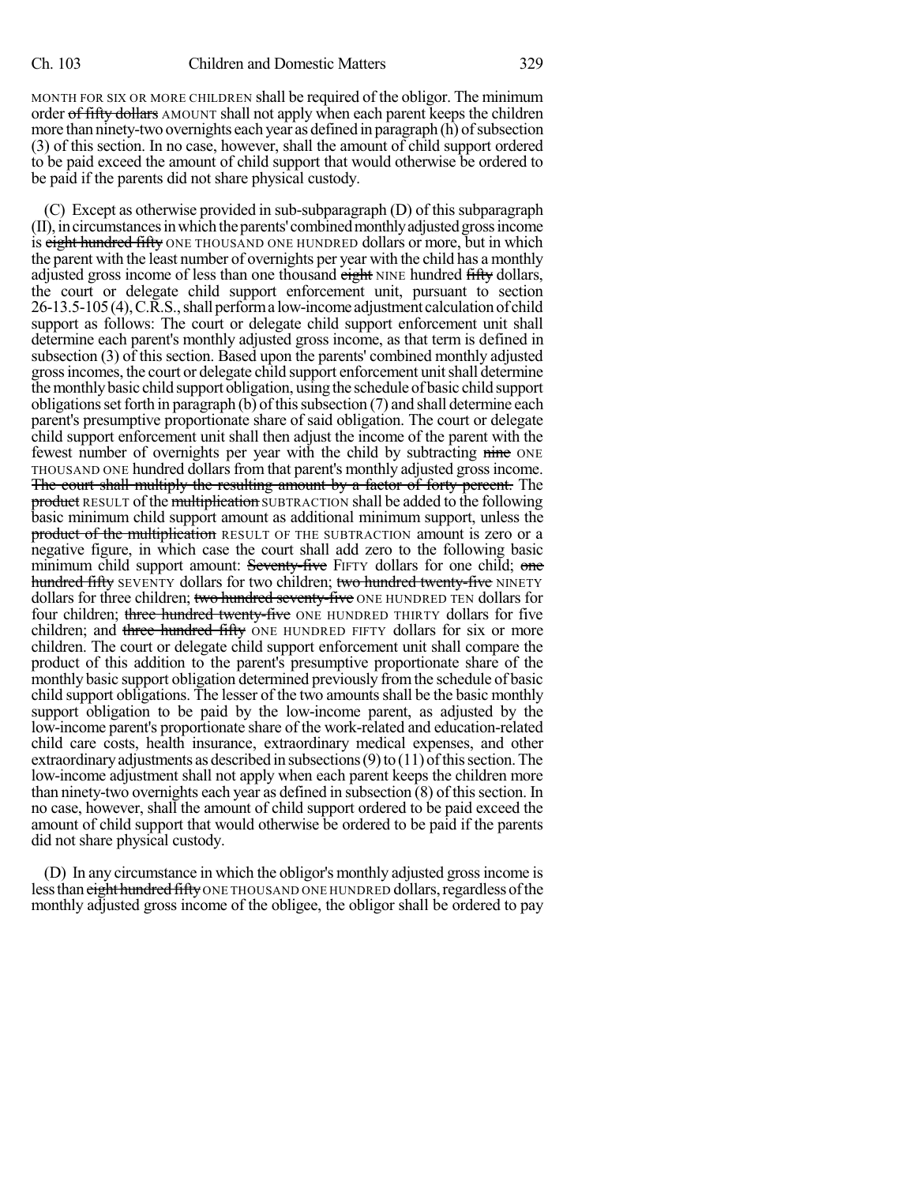MONTH FOR SIX OR MORE CHILDREN shall be required of the obligor. The minimum order ~~of fifty dollars~~ AMOUNT shall not apply when each parent keeps the children more than ninety-two overnights each year as defined in paragraph (h) of subsection (3) of this section. In no case, however, shall the amount of child support ordered to be paid exceed the amount of child support that would otherwise be ordered to be paid if the parents did not share physical custody.

(C) Except as otherwise provided in sub-subparagraph (D) of this subparagraph (II), in circumstances in which the parents' combined monthly adjusted gross income is ~~eight hundred fifty~~ ONE THOUSAND ONE HUNDRED dollars or more, but in which the parent with the least number of overnights per year with the child has a monthly adjusted gross income of less than one thousand ~~eight~~ NINE hundred ~~fifty~~ dollars, the court or delegate child support enforcement unit, pursuant to section 26-13.5-105 (4), C.R.S., shall perform a low-income adjustment calculation of child support as follows: The court or delegate child support enforcement unit shall determine each parent's monthly adjusted gross income, as that term is defined in subsection (3) of this section. Based upon the parents' combined monthly adjusted gross incomes, the court or delegate child support enforcement unit shall determine the monthly basic child support obligation, using the schedule of basic child support obligations set forth in paragraph (b) of this subsection (7) and shall determine each parent's presumptive proportionate share of said obligation. The court or delegate child support enforcement unit shall then adjust the income of the parent with the fewest number of overnights per year with the child by subtracting ~~nine~~ ONE THOUSAND ONE hundred dollars from that parent's monthly adjusted gross income. ~~The court shall multiply the resulting amount by a factor of forty percent.~~ The ~~product~~ RESULT of the ~~multiplication~~ SUBTRACTION shall be added to the following basic minimum child support amount as additional minimum support, unless the ~~product of the multiplication~~ RESULT OF THE SUBTRACTION amount is zero or a negative figure, in which case the court shall add zero to the following basic minimum child support amount: ~~Seventy-five~~ FIFTY dollars for one child; ~~one hundred fifty~~ SEVENTY dollars for two children; ~~two hundred twenty-five~~ NINETY dollars for three children; ~~two hundred seventy-five~~ ONE HUNDRED TEN dollars for four children; ~~three hundred twenty-five~~ ONE HUNDRED THIRTY dollars for five children; and ~~three hundred fifty~~ ONE HUNDRED FIFTY dollars for six or more children. The court or delegate child support enforcement unit shall compare the product of this addition to the parent's presumptive proportionate share of the monthly basic support obligation determined previously from the schedule of basic child support obligations. The lesser of the two amounts shall be the basic monthly support obligation to be paid by the low-income parent, as adjusted by the low-income parent's proportionate share of the work-related and education-related child care costs, health insurance, extraordinary medical expenses, and other extraordinary adjustments as described in subsections (9) to (11) of this section. The low-income adjustment shall not apply when each parent keeps the children more than ninety-two overnights each year as defined in subsection (8) of this section. In no case, however, shall the amount of child support ordered to be paid exceed the amount of child support that would otherwise be ordered to be paid if the parents did not share physical custody.

(D) In any circumstance in which the obligor's monthly adjusted gross income is less than ~~eight hundred fifty~~ ONE THOUSAND ONE HUNDRED dollars, regardless of the monthly adjusted gross income of the obligee, the obligor shall be ordered to pay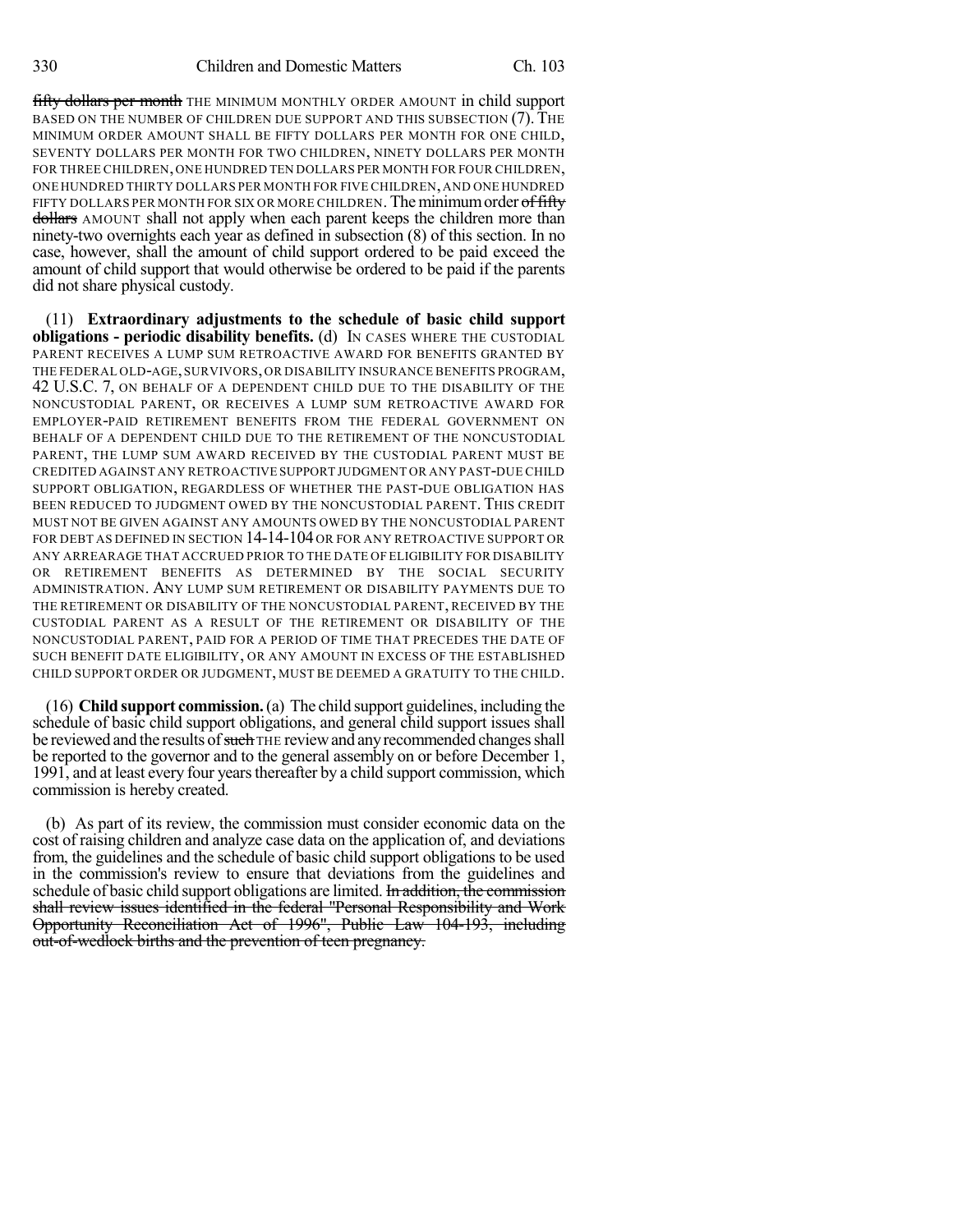~~fifty dollars per month~~ THE MINIMUM MONTHLY ORDER AMOUNT in child support BASED ON THE NUMBER OF CHILDREN DUE SUPPORT AND THIS SUBSECTION (7). THE MINIMUM ORDER AMOUNT SHALL BE FIFTY DOLLARS PER MONTH FOR ONE CHILD, SEVENTY DOLLARS PER MONTH FOR TWO CHILDREN, NINETY DOLLARS PER MONTH FOR THREE CHILDREN, ONE HUNDRED TEN DOLLARS PER MONTH FOR FOUR CHILDREN, ONE HUNDRED THIRTY DOLLARS PER MONTH FOR FIVE CHILDREN, AND ONE HUNDRED FIFTY DOLLARS PER MONTH FOR SIX OR MORE CHILDREN. The minimum order ~~of fifty dollars~~ AMOUNT shall not apply when each parent keeps the children more than ninety-two overnights each year as defined in subsection (8) of this section. In no case, however, shall the amount of child support ordered to be paid exceed the amount of child support that would otherwise be ordered to be paid if the parents did not share physical custody.

(11) **Extraordinary adjustments to the schedule of basic child support obligations - periodic disability benefits.** (d) IN CASES WHERE THE CUSTODIAL PARENT RECEIVES A LUMP SUM RETROACTIVE AWARD FOR BENEFITS GRANTED BY THE FEDERAL OLD-AGE, SURVIVORS, OR DISABILITY INSURANCE BENEFITS PROGRAM, 42 U.S.C. 7, ON BEHALF OF A DEPENDENT CHILD DUE TO THE DISABILITY OF THE NONCUSTODIAL PARENT, OR RECEIVES A LUMP SUM RETROACTIVE AWARD FOR EMPLOYER-PAID RETIREMENT BENEFITS FROM THE FEDERAL GOVERNMENT ON BEHALF OF A DEPENDENT CHILD DUE TO THE RETIREMENT OF THE NONCUSTODIAL PARENT, THE LUMP SUM AWARD RECEIVED BY THE CUSTODIAL PARENT MUST BE CREDITED AGAINST ANY RETROACTIVE SUPPORT JUDGMENT OR ANY PAST-DUE CHILD SUPPORT OBLIGATION, REGARDLESS OF WHETHER THE PAST-DUE OBLIGATION HAS BEEN REDUCED TO JUDGMENT OWED BY THE NONCUSTODIAL PARENT. THIS CREDIT MUST NOT BE GIVEN AGAINST ANY AMOUNTS OWED BY THE NONCUSTODIAL PARENT FOR DEBT AS DEFINED IN SECTION 14-14-104 OR FOR ANY RETROACTIVE SUPPORT OR ANY ARREARAGE THAT ACCRUED PRIOR TO THE DATE OF ELIGIBILITY FOR DISABILITY OR RETIREMENT BENEFITS AS DETERMINED BY THE SOCIAL SECURITY ADMINISTRATION. ANY LUMP SUM RETIREMENT OR DISABILITY PAYMENTS DUE TO THE RETIREMENT OR DISABILITY OF THE NONCUSTODIAL PARENT, RECEIVED BY THE CUSTODIAL PARENT AS A RESULT OF THE RETIREMENT OR DISABILITY OF THE NONCUSTODIAL PARENT, PAID FOR A PERIOD OF TIME THAT PRECEDES THE DATE OF SUCH BENEFIT DATE ELIGIBILITY, OR ANY AMOUNT IN EXCESS OF THE ESTABLISHED CHILD SUPPORT ORDER OR JUDGMENT, MUST BE DEEMED A GRATUITY TO THE CHILD.

(16) **Child support commission.** (a) The child support guidelines, including the schedule of basic child support obligations, and general child support issues shall be reviewed and the results of ~~such~~ THE review and any recommended changes shall be reported to the governor and to the general assembly on or before December 1, 1991, and at least every four years thereafter by a child support commission, which commission is hereby created.

(b) As part of its review, the commission must consider economic data on the cost of raising children and analyze case data on the application of, and deviations from, the guidelines and the schedule of basic child support obligations to be used in the commission's review to ensure that deviations from the guidelines and schedule of basic child support obligations are limited. ~~In addition, the commission shall review issues identified in the federal "Personal Responsibility and Work Opportunity Reconciliation Act of 1996", Public Law 104-193, including out-of-wedlock births and the prevention of teen pregnancy.~~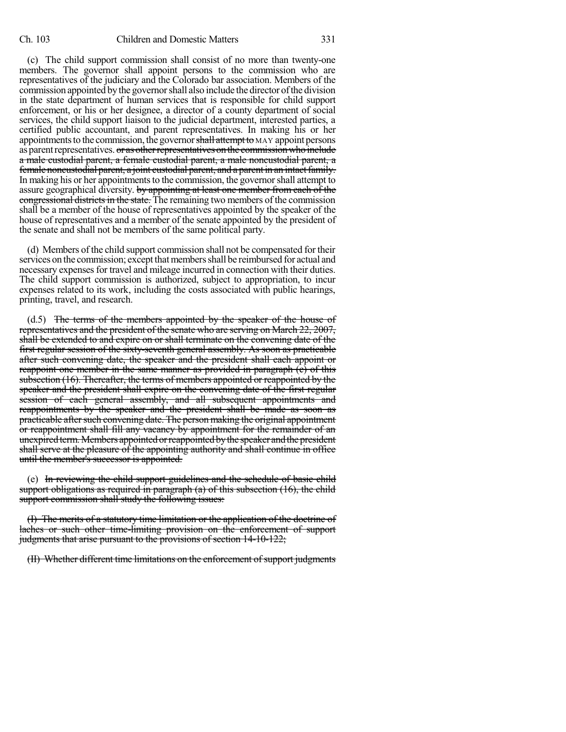(c) The child support commission shall consist of no more than twenty-one members. The governor shall appoint persons to the commission who are representatives of the judiciary and the Colorado bar association. Members of the commission appointed by the governor shall also include the director of the division in the state department of human services that is responsible for child support enforcement, or his or her designee, a director of a county department of social services, the child support liaison to the judicial department, interested parties, a certified public accountant, and parent representatives. In making his or her appointments to the commission, the governor ~~shall attempt to~~ MAY appoint persons as parent representatives. ~~or as other representatives on the commission who include a male custodial parent, a female custodial parent, a male noncustodial parent, a female noncustodial parent, a joint custodial parent, and a parent in an intact family.~~ In making his or her appointments to the commission, the governor shall attempt to assure geographical diversity. ~~by appointing at least one member from each of the congressional districts in the state.~~ The remaining two members of the commission shall be a member of the house of representatives appointed by the speaker of the house of representatives and a member of the senate appointed by the president of the senate and shall not be members of the same political party.

(d) Members of the child support commission shall not be compensated for their services on the commission; except that members shall be reimbursed for actual and necessary expenses for travel and mileage incurred in connection with their duties. The child support commission is authorized, subject to appropriation, to incur expenses related to its work, including the costs associated with public hearings, printing, travel, and research.

(d.5) ~~The terms of the members appointed by the speaker of the house of representatives and the president of the senate who are serving on March 22, 2007, shall be extended to and expire on or shall terminate on the convening date of the first regular session of the sixty-seventh general assembly. As soon as practicable after such convening date, the speaker and the president shall each appoint or reappoint one member in the same manner as provided in paragraph (c) of this subsection (16). Thereafter, the terms of members appointed or reappointed by the speaker and the president shall expire on the convening date of the first regular session of each general assembly, and all subsequent appointments and reappointments by the speaker and the president shall be made as soon as practicable after such convening date. The person making the original appointment or reappointment shall fill any vacancy by appointment for the remainder of an unexpired term. Members appointed or reappointed by the speaker and the president shall serve at the pleasure of the appointing authority and shall continue in office until the member's successor is appointed.~~

(e) ~~In reviewing the child support guidelines and the schedule of basic child support obligations as required in paragraph (a) of this subsection (16), the child support commission shall study the following issues:~~

~~(I) The merits of a statutory time limitation or the application of the doctrine of laches or such other time-limiting provision on the enforcement of support judgments that arise pursuant to the provisions of section 14-10-122;~~

~~(II) Whether different time limitations on the enforcement of support judgments~~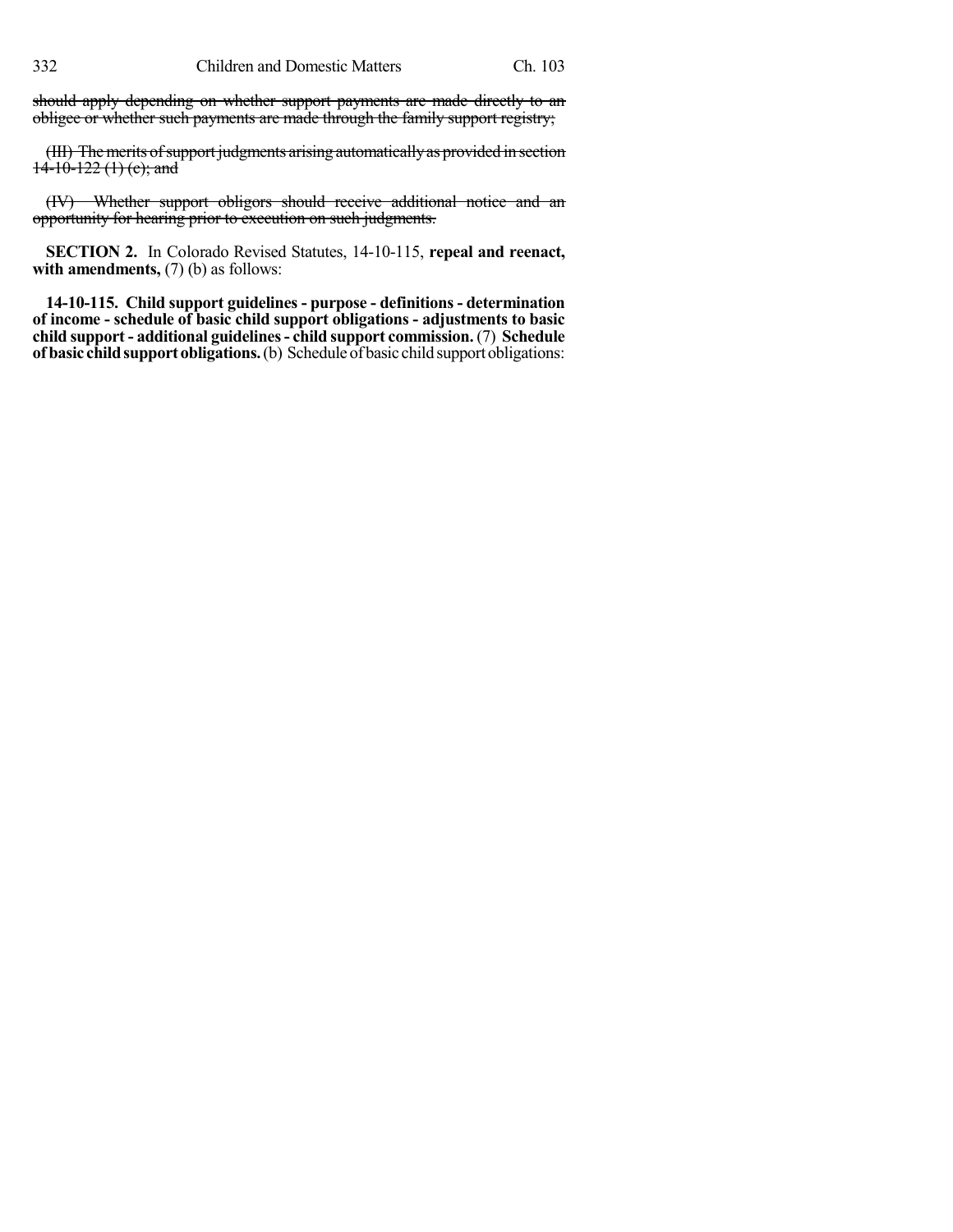~~should apply depending on whether support payments are made directly to an obligee or whether such payments are made through the family support registry;~~

~~(III) The merits of support judgments arising automatically as provided in section 14-10-122 (1) (c); and~~

~~(IV) Whether support obligors should receive additional notice and an opportunity for hearing prior to execution on such judgments.~~

**SECTION 2.** In Colorado Revised Statutes, 14-10-115, **repeal and reenact, with amendments,** (7) (b) as follows:

**14-10-115. Child support guidelines - purpose - definitions - determination of income - schedule of basic child support obligations - adjustments to basic child support - additional guidelines - child support commission.** (7) **Schedule of basic child support obligations.** (b) Schedule of basic child support obligations: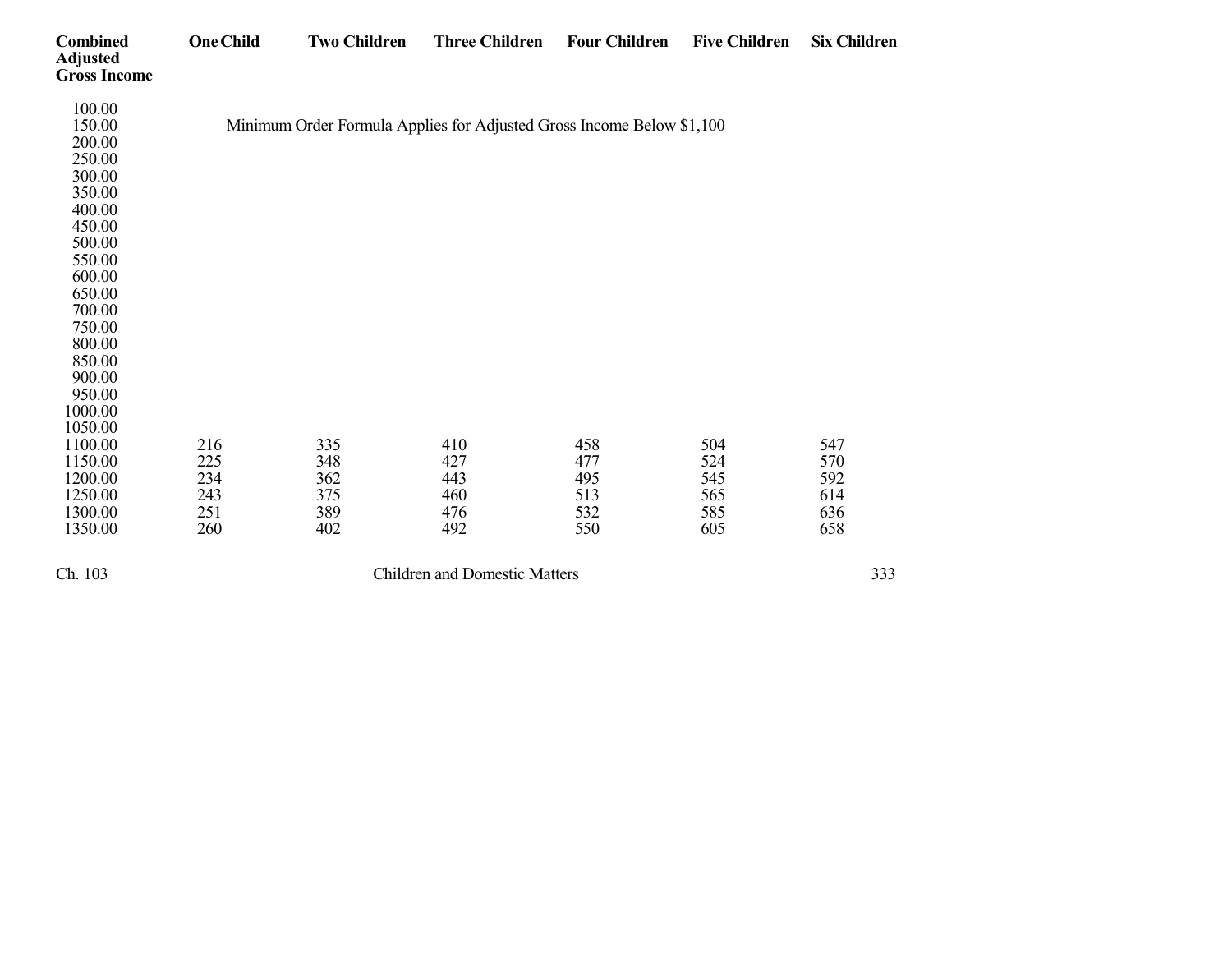| Combined Adjusted Gross Income | One Child | Two Children | Three Children | Four Children | Five Children | Six Children |
|---|---|---|---|---|---|---|
| 100.00 | | | | | | |
| 150.00 | Minimum Order Formula Applies for Adjusted Gross Income Below $1,100 | | | | | |
| 200.00 | | | | | | |
| 250.00 | | | | | | |
| 300.00 | | | | | | |
| 350.00 | | | | | | |
| 400.00 | | | | | | |
| 450.00 | | | | | | |
| 500.00 | | | | | | |
| 550.00 | | | | | | |
| 600.00 | | | | | | |
| 650.00 | | | | | | |
| 700.00 | | | | | | |
| 750.00 | | | | | | |
| 800.00 | | | | | | |
| 850.00 | | | | | | |
| 900.00 | | | | | | |
| 950.00 | | | | | | |
| 1000.00 | | | | | | |
| 1050.00 | | | | | | |
| 1100.00 | 216 | 335 | 410 | 458 | 504 | 547 |
| 1150.00 | 225 | 348 | 427 | 477 | 524 | 570 |
| 1200.00 | 234 | 362 | 443 | 495 | 545 | 592 |
| 1250.00 | 243 | 375 | 460 | 513 | 565 | 614 |
| 1300.00 | 251 | 389 | 476 | 532 | 585 | 636 |
| 1350.00 | 260 | 402 | 492 | 550 | 605 | 658 |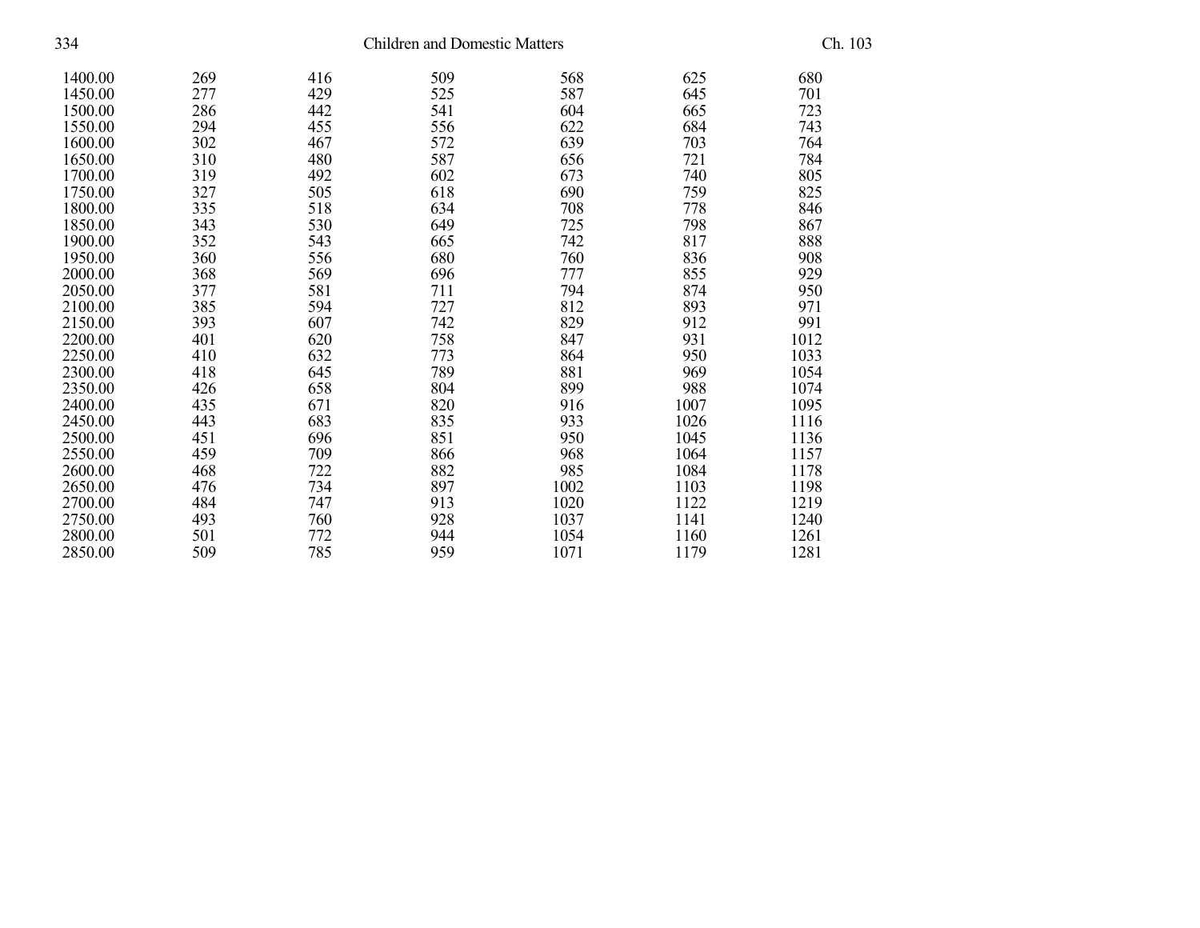| | | | | | | |
|---|---|---|---|---|---|---|
| 1400.00 | 269 | 416 | 509 | 568 | 625 | 680 |
| 1450.00 | 277 | 429 | 525 | 587 | 645 | 701 |
| 1500.00 | 286 | 442 | 541 | 604 | 665 | 723 |
| 1550.00 | 294 | 455 | 556 | 622 | 684 | 743 |
| 1600.00 | 302 | 467 | 572 | 639 | 703 | 764 |
| 1650.00 | 310 | 480 | 587 | 656 | 721 | 784 |
| 1700.00 | 319 | 492 | 602 | 673 | 740 | 805 |
| 1750.00 | 327 | 505 | 618 | 690 | 759 | 825 |
| 1800.00 | 335 | 518 | 634 | 708 | 778 | 846 |
| 1850.00 | 343 | 530 | 649 | 725 | 798 | 867 |
| 1900.00 | 352 | 543 | 665 | 742 | 817 | 888 |
| 1950.00 | 360 | 556 | 680 | 760 | 836 | 908 |
| 2000.00 | 368 | 569 | 696 | 777 | 855 | 929 |
| 2050.00 | 377 | 581 | 711 | 794 | 874 | 950 |
| 2100.00 | 385 | 594 | 727 | 812 | 893 | 971 |
| 2150.00 | 393 | 607 | 742 | 829 | 912 | 991 |
| 2200.00 | 401 | 620 | 758 | 847 | 931 | 1012 |
| 2250.00 | 410 | 632 | 773 | 864 | 950 | 1033 |
| 2300.00 | 418 | 645 | 789 | 881 | 969 | 1054 |
| 2350.00 | 426 | 658 | 804 | 899 | 988 | 1074 |
| 2400.00 | 435 | 671 | 820 | 916 | 1007 | 1095 |
| 2450.00 | 443 | 683 | 835 | 933 | 1026 | 1116 |
| 2500.00 | 451 | 696 | 851 | 950 | 1045 | 1136 |
| 2550.00 | 459 | 709 | 866 | 968 | 1064 | 1157 |
| 2600.00 | 468 | 722 | 882 | 985 | 1084 | 1178 |
| 2650.00 | 476 | 734 | 897 | 1002 | 1103 | 1198 |
| 2700.00 | 484 | 747 | 913 | 1020 | 1122 | 1219 |
| 2750.00 | 493 | 760 | 928 | 1037 | 1141 | 1240 |
| 2800.00 | 501 | 772 | 944 | 1054 | 1160 | 1261 |
| 2850.00 | 509 | 785 | 959 | 1071 | 1179 | 1281 |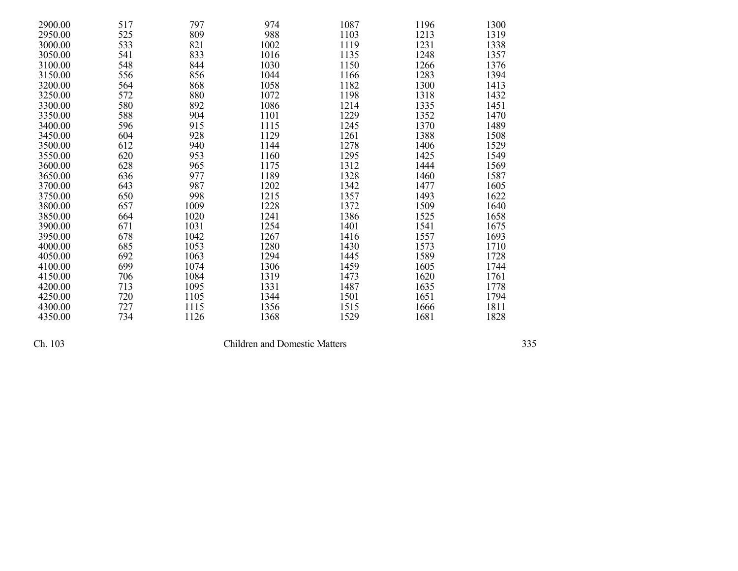| | | | | | | |
|---|---|---|---|---|---|---|
| 2900.00 | 517 | 797 | 974 | 1087 | 1196 | 1300 |
| 2950.00 | 525 | 809 | 988 | 1103 | 1213 | 1319 |
| 3000.00 | 533 | 821 | 1002 | 1119 | 1231 | 1338 |
| 3050.00 | 541 | 833 | 1016 | 1135 | 1248 | 1357 |
| 3100.00 | 548 | 844 | 1030 | 1150 | 1266 | 1376 |
| 3150.00 | 556 | 856 | 1044 | 1166 | 1283 | 1394 |
| 3200.00 | 564 | 868 | 1058 | 1182 | 1300 | 1413 |
| 3250.00 | 572 | 880 | 1072 | 1198 | 1318 | 1432 |
| 3300.00 | 580 | 892 | 1086 | 1214 | 1335 | 1451 |
| 3350.00 | 588 | 904 | 1101 | 1229 | 1352 | 1470 |
| 3400.00 | 596 | 915 | 1115 | 1245 | 1370 | 1489 |
| 3450.00 | 604 | 928 | 1129 | 1261 | 1388 | 1508 |
| 3500.00 | 612 | 940 | 1144 | 1278 | 1406 | 1529 |
| 3550.00 | 620 | 953 | 1160 | 1295 | 1425 | 1549 |
| 3600.00 | 628 | 965 | 1175 | 1312 | 1444 | 1569 |
| 3650.00 | 636 | 977 | 1189 | 1328 | 1460 | 1587 |
| 3700.00 | 643 | 987 | 1202 | 1342 | 1477 | 1605 |
| 3750.00 | 650 | 998 | 1215 | 1357 | 1493 | 1622 |
| 3800.00 | 657 | 1009 | 1228 | 1372 | 1509 | 1640 |
| 3850.00 | 664 | 1020 | 1241 | 1386 | 1525 | 1658 |
| 3900.00 | 671 | 1031 | 1254 | 1401 | 1541 | 1675 |
| 3950.00 | 678 | 1042 | 1267 | 1416 | 1557 | 1693 |
| 4000.00 | 685 | 1053 | 1280 | 1430 | 1573 | 1710 |
| 4050.00 | 692 | 1063 | 1294 | 1445 | 1589 | 1728 |
| 4100.00 | 699 | 1074 | 1306 | 1459 | 1605 | 1744 |
| 4150.00 | 706 | 1084 | 1319 | 1473 | 1620 | 1761 |
| 4200.00 | 713 | 1095 | 1331 | 1487 | 1635 | 1778 |
| 4250.00 | 720 | 1105 | 1344 | 1501 | 1651 | 1794 |
| 4300.00 | 727 | 1115 | 1356 | 1515 | 1666 | 1811 |
| 4350.00 | 734 | 1126 | 1368 | 1529 | 1681 | 1828 |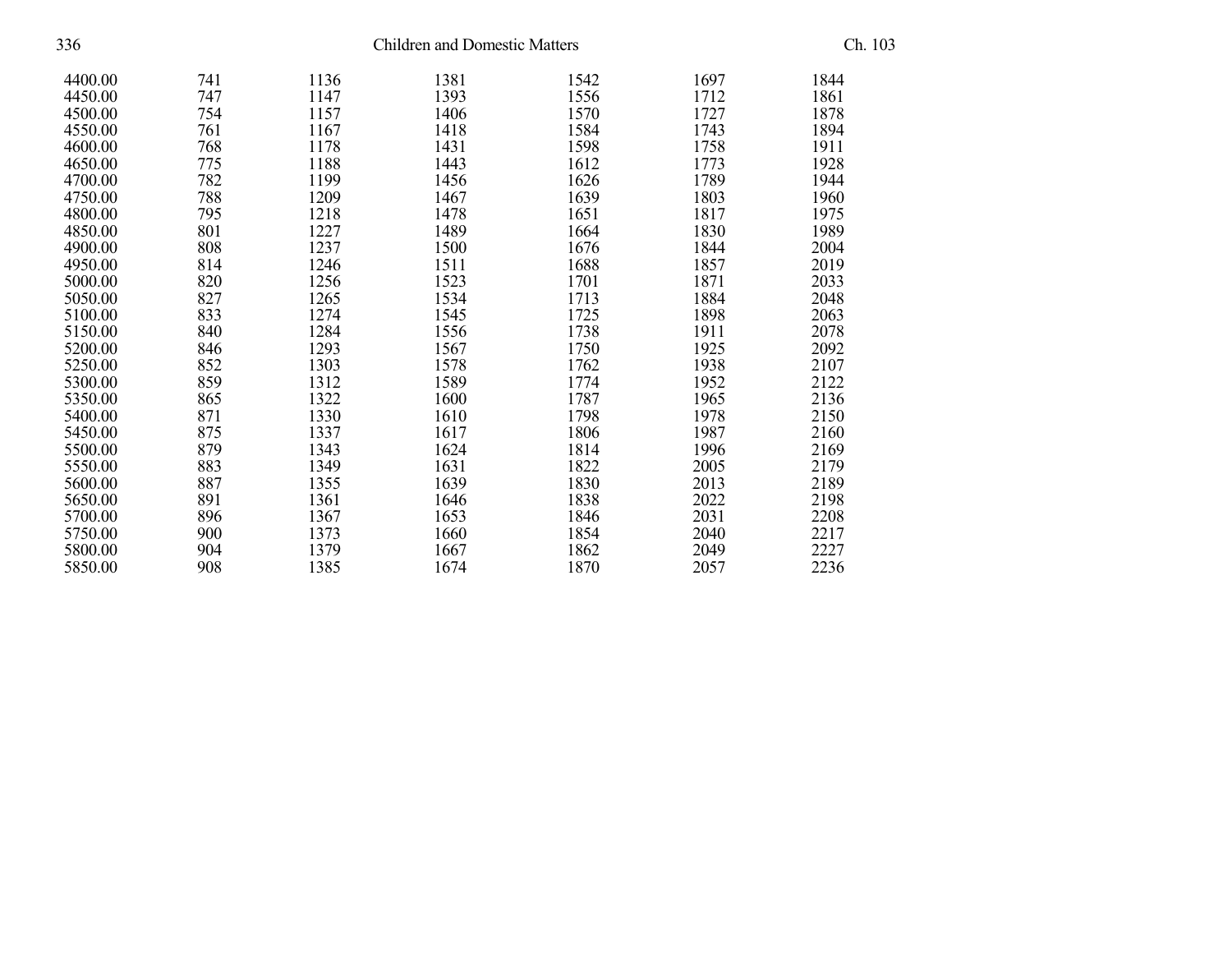| | | | | | | |
|---|---|---|---|---|---|---|
| 4400.00 | 741 | 1136 | 1381 | 1542 | 1697 | 1844 |
| 4450.00 | 747 | 1147 | 1393 | 1556 | 1712 | 1861 |
| 4500.00 | 754 | 1157 | 1406 | 1570 | 1727 | 1878 |
| 4550.00 | 761 | 1167 | 1418 | 1584 | 1743 | 1894 |
| 4600.00 | 768 | 1178 | 1431 | 1598 | 1758 | 1911 |
| 4650.00 | 775 | 1188 | 1443 | 1612 | 1773 | 1928 |
| 4700.00 | 782 | 1199 | 1456 | 1626 | 1789 | 1944 |
| 4750.00 | 788 | 1209 | 1467 | 1639 | 1803 | 1960 |
| 4800.00 | 795 | 1218 | 1478 | 1651 | 1817 | 1975 |
| 4850.00 | 801 | 1227 | 1489 | 1664 | 1830 | 1989 |
| 4900.00 | 808 | 1237 | 1500 | 1676 | 1844 | 2004 |
| 4950.00 | 814 | 1246 | 1511 | 1688 | 1857 | 2019 |
| 5000.00 | 820 | 1256 | 1523 | 1701 | 1871 | 2033 |
| 5050.00 | 827 | 1265 | 1534 | 1713 | 1884 | 2048 |
| 5100.00 | 833 | 1274 | 1545 | 1725 | 1898 | 2063 |
| 5150.00 | 840 | 1284 | 1556 | 1738 | 1911 | 2078 |
| 5200.00 | 846 | 1293 | 1567 | 1750 | 1925 | 2092 |
| 5250.00 | 852 | 1303 | 1578 | 1762 | 1938 | 2107 |
| 5300.00 | 859 | 1312 | 1589 | 1774 | 1952 | 2122 |
| 5350.00 | 865 | 1322 | 1600 | 1787 | 1965 | 2136 |
| 5400.00 | 871 | 1330 | 1610 | 1798 | 1978 | 2150 |
| 5450.00 | 875 | 1337 | 1617 | 1806 | 1987 | 2160 |
| 5500.00 | 879 | 1343 | 1624 | 1814 | 1996 | 2169 |
| 5550.00 | 883 | 1349 | 1631 | 1822 | 2005 | 2179 |
| 5600.00 | 887 | 1355 | 1639 | 1830 | 2013 | 2189 |
| 5650.00 | 891 | 1361 | 1646 | 1838 | 2022 | 2198 |
| 5700.00 | 896 | 1367 | 1653 | 1846 | 2031 | 2208 |
| 5750.00 | 900 | 1373 | 1660 | 1854 | 2040 | 2217 |
| 5800.00 | 904 | 1379 | 1667 | 1862 | 2049 | 2227 |
| 5850.00 | 908 | 1385 | 1674 | 1870 | 2057 | 2236 |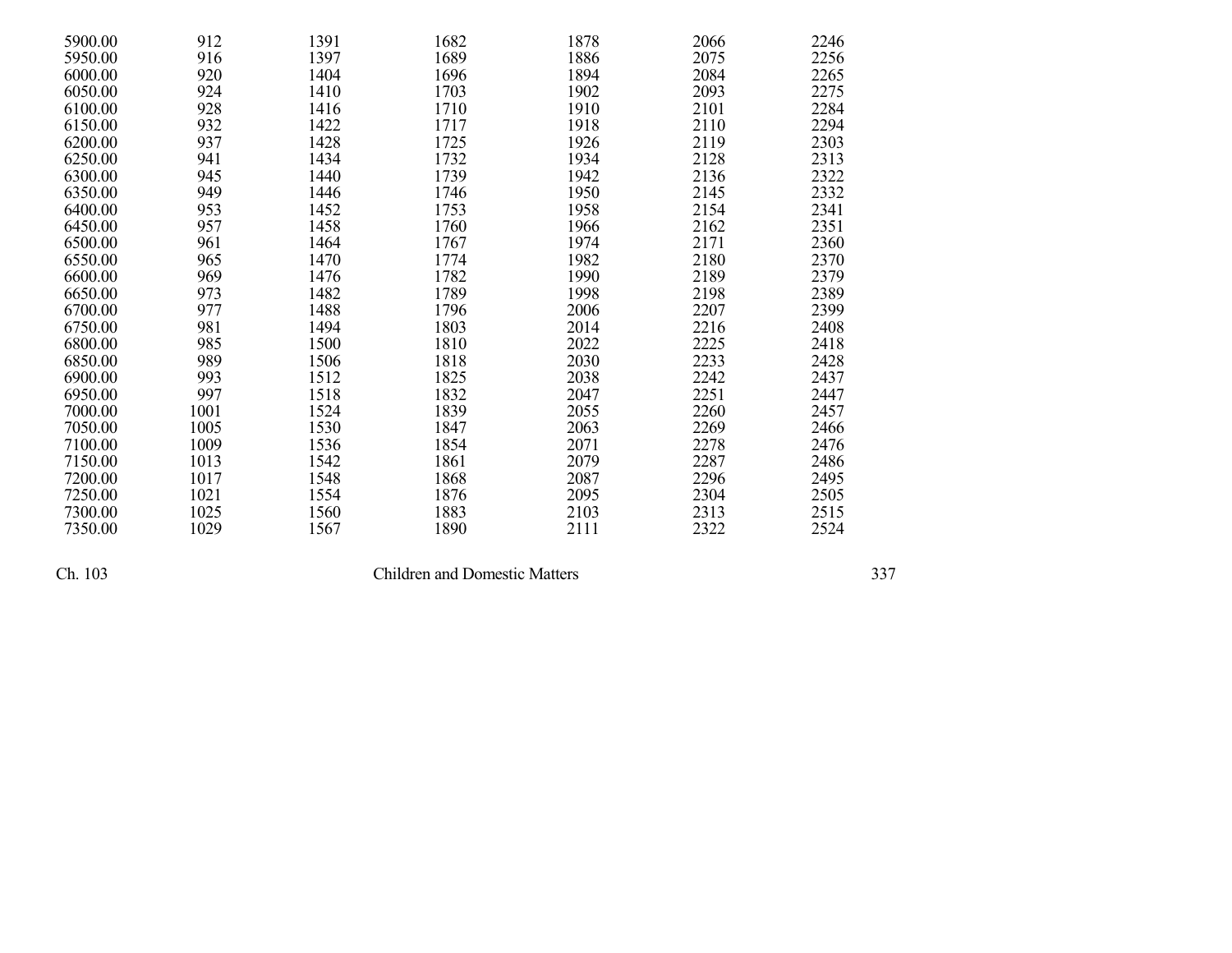| | | | | | | |
|---|---|---|---|---|---|---|
| 5900.00 | 912 | 1391 | 1682 | 1878 | 2066 | 2246 |
| 5950.00 | 916 | 1397 | 1689 | 1886 | 2075 | 2256 |
| 6000.00 | 920 | 1404 | 1696 | 1894 | 2084 | 2265 |
| 6050.00 | 924 | 1410 | 1703 | 1902 | 2093 | 2275 |
| 6100.00 | 928 | 1416 | 1710 | 1910 | 2101 | 2284 |
| 6150.00 | 932 | 1422 | 1717 | 1918 | 2110 | 2294 |
| 6200.00 | 937 | 1428 | 1725 | 1926 | 2119 | 2303 |
| 6250.00 | 941 | 1434 | 1732 | 1934 | 2128 | 2313 |
| 6300.00 | 945 | 1440 | 1739 | 1942 | 2136 | 2322 |
| 6350.00 | 949 | 1446 | 1746 | 1950 | 2145 | 2332 |
| 6400.00 | 953 | 1452 | 1753 | 1958 | 2154 | 2341 |
| 6450.00 | 957 | 1458 | 1760 | 1966 | 2162 | 2351 |
| 6500.00 | 961 | 1464 | 1767 | 1974 | 2171 | 2360 |
| 6550.00 | 965 | 1470 | 1774 | 1982 | 2180 | 2370 |
| 6600.00 | 969 | 1476 | 1782 | 1990 | 2189 | 2379 |
| 6650.00 | 973 | 1482 | 1789 | 1998 | 2198 | 2389 |
| 6700.00 | 977 | 1488 | 1796 | 2006 | 2207 | 2399 |
| 6750.00 | 981 | 1494 | 1803 | 2014 | 2216 | 2408 |
| 6800.00 | 985 | 1500 | 1810 | 2022 | 2225 | 2418 |
| 6850.00 | 989 | 1506 | 1818 | 2030 | 2233 | 2428 |
| 6900.00 | 993 | 1512 | 1825 | 2038 | 2242 | 2437 |
| 6950.00 | 997 | 1518 | 1832 | 2047 | 2251 | 2447 |
| 7000.00 | 1001 | 1524 | 1839 | 2055 | 2260 | 2457 |
| 7050.00 | 1005 | 1530 | 1847 | 2063 | 2269 | 2466 |
| 7100.00 | 1009 | 1536 | 1854 | 2071 | 2278 | 2476 |
| 7150.00 | 1013 | 1542 | 1861 | 2079 | 2287 | 2486 |
| 7200.00 | 1017 | 1548 | 1868 | 2087 | 2296 | 2495 |
| 7250.00 | 1021 | 1554 | 1876 | 2095 | 2304 | 2505 |
| 7300.00 | 1025 | 1560 | 1883 | 2103 | 2313 | 2515 |
| 7350.00 | 1029 | 1567 | 1890 | 2111 | 2322 | 2524 |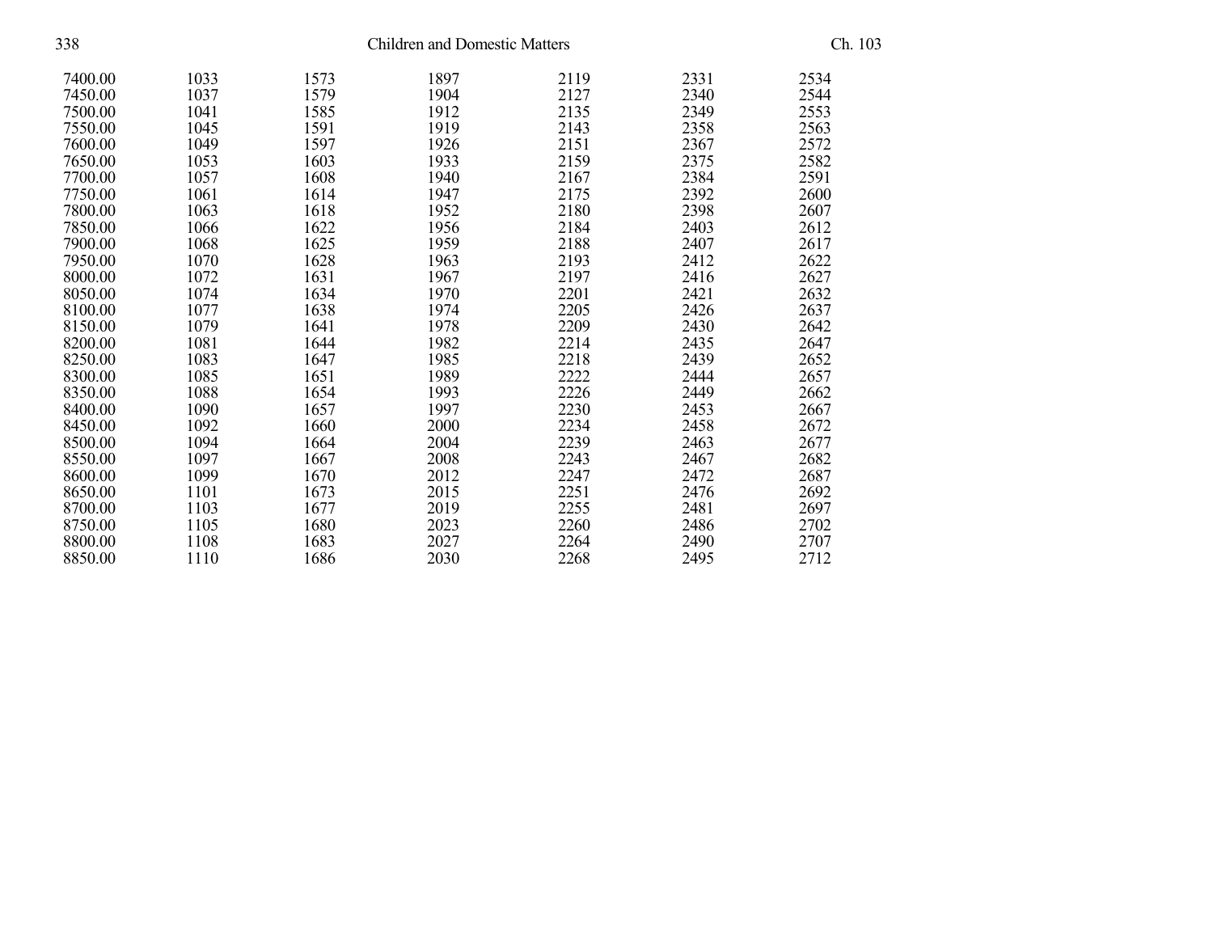| | | | | | | |
|---|---|---|---|---|---|---|
| 7400.00 | 1033 | 1573 | 1897 | 2119 | 2331 | 2534 |
| 7450.00 | 1037 | 1579 | 1904 | 2127 | 2340 | 2544 |
| 7500.00 | 1041 | 1585 | 1912 | 2135 | 2349 | 2553 |
| 7550.00 | 1045 | 1591 | 1919 | 2143 | 2358 | 2563 |
| 7600.00 | 1049 | 1597 | 1926 | 2151 | 2367 | 2572 |
| 7650.00 | 1053 | 1603 | 1933 | 2159 | 2375 | 2582 |
| 7700.00 | 1057 | 1608 | 1940 | 2167 | 2384 | 2591 |
| 7750.00 | 1061 | 1614 | 1947 | 2175 | 2392 | 2600 |
| 7800.00 | 1063 | 1618 | 1952 | 2180 | 2398 | 2607 |
| 7850.00 | 1066 | 1622 | 1956 | 2184 | 2403 | 2612 |
| 7900.00 | 1068 | 1625 | 1959 | 2188 | 2407 | 2617 |
| 7950.00 | 1070 | 1628 | 1963 | 2193 | 2412 | 2622 |
| 8000.00 | 1072 | 1631 | 1967 | 2197 | 2416 | 2627 |
| 8050.00 | 1074 | 1634 | 1970 | 2201 | 2421 | 2632 |
| 8100.00 | 1077 | 1638 | 1974 | 2205 | 2426 | 2637 |
| 8150.00 | 1079 | 1641 | 1978 | 2209 | 2430 | 2642 |
| 8200.00 | 1081 | 1644 | 1982 | 2214 | 2435 | 2647 |
| 8250.00 | 1083 | 1647 | 1985 | 2218 | 2439 | 2652 |
| 8300.00 | 1085 | 1651 | 1989 | 2222 | 2444 | 2657 |
| 8350.00 | 1088 | 1654 | 1993 | 2226 | 2449 | 2662 |
| 8400.00 | 1090 | 1657 | 1997 | 2230 | 2453 | 2667 |
| 8450.00 | 1092 | 1660 | 2000 | 2234 | 2458 | 2672 |
| 8500.00 | 1094 | 1664 | 2004 | 2239 | 2463 | 2677 |
| 8550.00 | 1097 | 1667 | 2008 | 2243 | 2467 | 2682 |
| 8600.00 | 1099 | 1670 | 2012 | 2247 | 2472 | 2687 |
| 8650.00 | 1101 | 1673 | 2015 | 2251 | 2476 | 2692 |
| 8700.00 | 1103 | 1677 | 2019 | 2255 | 2481 | 2697 |
| 8750.00 | 1105 | 1680 | 2023 | 2260 | 2486 | 2702 |
| 8800.00 | 1108 | 1683 | 2027 | 2264 | 2490 | 2707 |
| 8850.00 | 1110 | 1686 | 2030 | 2268 | 2495 | 2712 |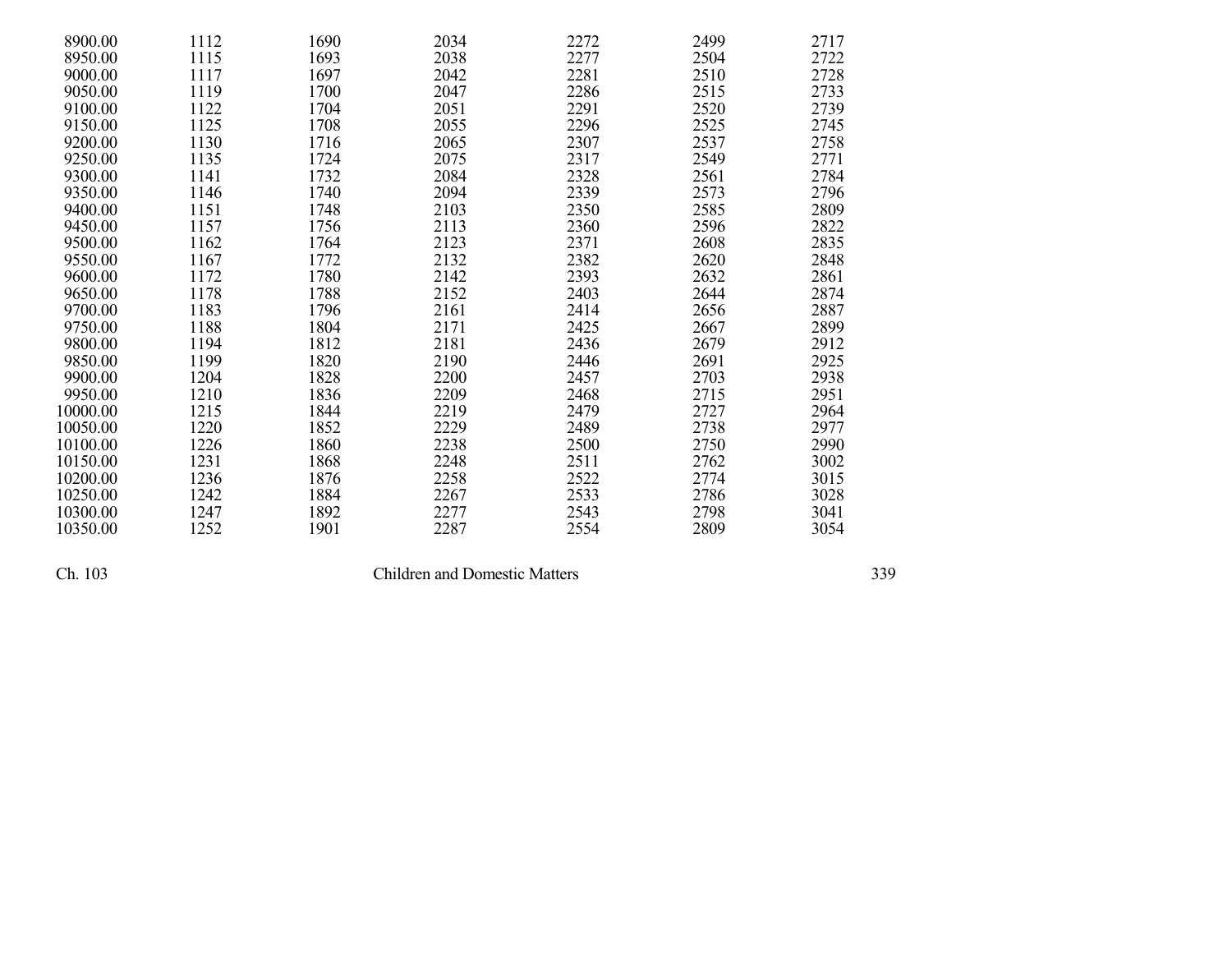| | | | | | | |
|---|---|---|---|---|---|---|
| 8900.00 | 1112 | 1690 | 2034 | 2272 | 2499 | 2717 |
| 8950.00 | 1115 | 1693 | 2038 | 2277 | 2504 | 2722 |
| 9000.00 | 1117 | 1697 | 2042 | 2281 | 2510 | 2728 |
| 9050.00 | 1119 | 1700 | 2047 | 2286 | 2515 | 2733 |
| 9100.00 | 1122 | 1704 | 2051 | 2291 | 2520 | 2739 |
| 9150.00 | 1125 | 1708 | 2055 | 2296 | 2525 | 2745 |
| 9200.00 | 1130 | 1716 | 2065 | 2307 | 2537 | 2758 |
| 9250.00 | 1135 | 1724 | 2075 | 2317 | 2549 | 2771 |
| 9300.00 | 1141 | 1732 | 2084 | 2328 | 2561 | 2784 |
| 9350.00 | 1146 | 1740 | 2094 | 2339 | 2573 | 2796 |
| 9400.00 | 1151 | 1748 | 2103 | 2350 | 2585 | 2809 |
| 9450.00 | 1157 | 1756 | 2113 | 2360 | 2596 | 2822 |
| 9500.00 | 1162 | 1764 | 2123 | 2371 | 2608 | 2835 |
| 9550.00 | 1167 | 1772 | 2132 | 2382 | 2620 | 2848 |
| 9600.00 | 1172 | 1780 | 2142 | 2393 | 2632 | 2861 |
| 9650.00 | 1178 | 1788 | 2152 | 2403 | 2644 | 2874 |
| 9700.00 | 1183 | 1796 | 2161 | 2414 | 2656 | 2887 |
| 9750.00 | 1188 | 1804 | 2171 | 2425 | 2667 | 2899 |
| 9800.00 | 1194 | 1812 | 2181 | 2436 | 2679 | 2912 |
| 9850.00 | 1199 | 1820 | 2190 | 2446 | 2691 | 2925 |
| 9900.00 | 1204 | 1828 | 2200 | 2457 | 2703 | 2938 |
| 9950.00 | 1210 | 1836 | 2209 | 2468 | 2715 | 2951 |
| 10000.00 | 1215 | 1844 | 2219 | 2479 | 2727 | 2964 |
| 10050.00 | 1220 | 1852 | 2229 | 2489 | 2738 | 2977 |
| 10100.00 | 1226 | 1860 | 2238 | 2500 | 2750 | 2990 |
| 10150.00 | 1231 | 1868 | 2248 | 2511 | 2762 | 3002 |
| 10200.00 | 1236 | 1876 | 2258 | 2522 | 2774 | 3015 |
| 10250.00 | 1242 | 1884 | 2267 | 2533 | 2786 | 3028 |
| 10300.00 | 1247 | 1892 | 2277 | 2543 | 2798 | 3041 |
| 10350.00 | 1252 | 1901 | 2287 | 2554 | 2809 | 3054 |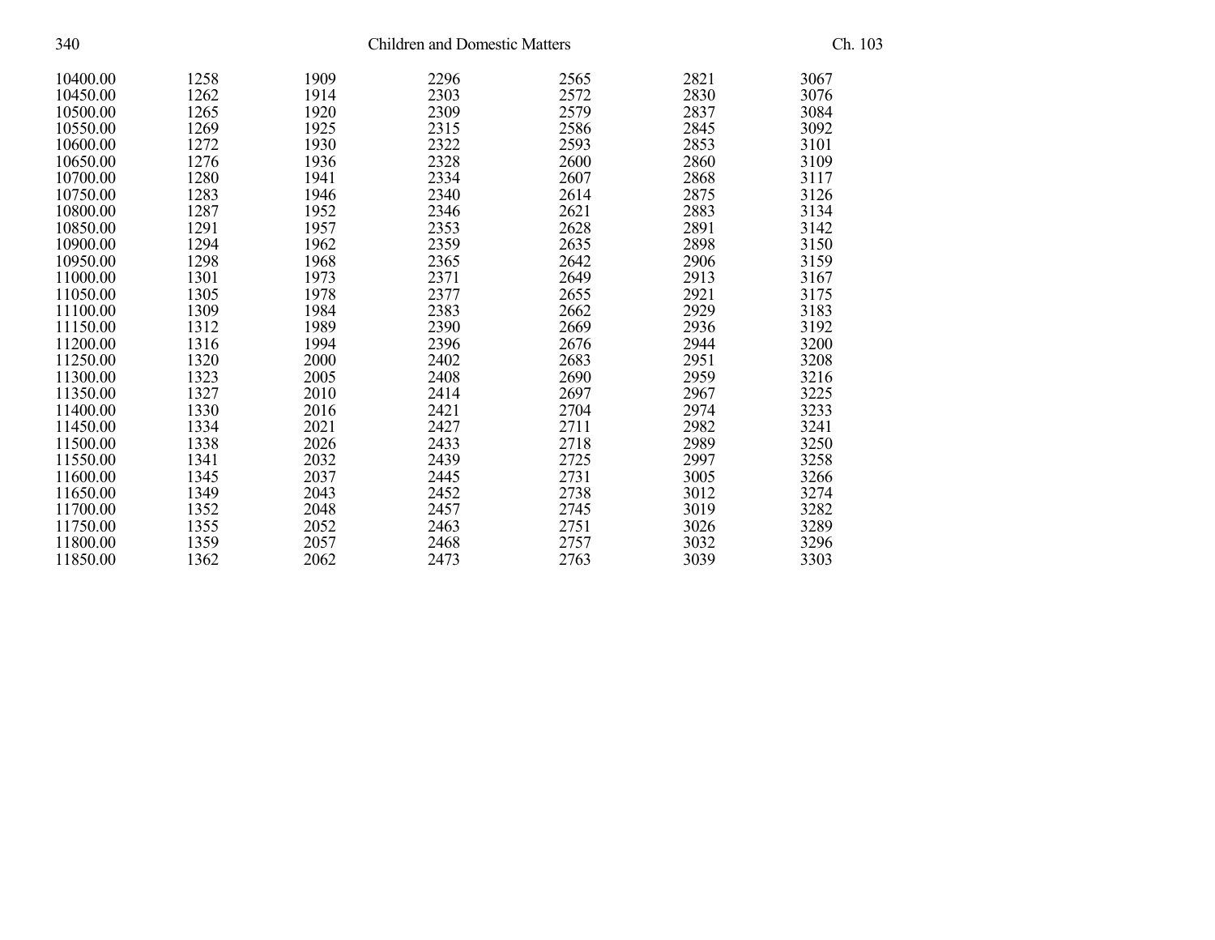| | | | | | | |
|---|---|---|---|---|---|---|
| 10400.00 | 1258 | 1909 | 2296 | 2565 | 2821 | 3067 |
| 10450.00 | 1262 | 1914 | 2303 | 2572 | 2830 | 3076 |
| 10500.00 | 1265 | 1920 | 2309 | 2579 | 2837 | 3084 |
| 10550.00 | 1269 | 1925 | 2315 | 2586 | 2845 | 3092 |
| 10600.00 | 1272 | 1930 | 2322 | 2593 | 2853 | 3101 |
| 10650.00 | 1276 | 1936 | 2328 | 2600 | 2860 | 3109 |
| 10700.00 | 1280 | 1941 | 2334 | 2607 | 2868 | 3117 |
| 10750.00 | 1283 | 1946 | 2340 | 2614 | 2875 | 3126 |
| 10800.00 | 1287 | 1952 | 2346 | 2621 | 2883 | 3134 |
| 10850.00 | 1291 | 1957 | 2353 | 2628 | 2891 | 3142 |
| 10900.00 | 1294 | 1962 | 2359 | 2635 | 2898 | 3150 |
| 10950.00 | 1298 | 1968 | 2365 | 2642 | 2906 | 3159 |
| 11000.00 | 1301 | 1973 | 2371 | 2649 | 2913 | 3167 |
| 11050.00 | 1305 | 1978 | 2377 | 2655 | 2921 | 3175 |
| 11100.00 | 1309 | 1984 | 2383 | 2662 | 2929 | 3183 |
| 11150.00 | 1312 | 1989 | 2390 | 2669 | 2936 | 3192 |
| 11200.00 | 1316 | 1994 | 2396 | 2676 | 2944 | 3200 |
| 11250.00 | 1320 | 2000 | 2402 | 2683 | 2951 | 3208 |
| 11300.00 | 1323 | 2005 | 2408 | 2690 | 2959 | 3216 |
| 11350.00 | 1327 | 2010 | 2414 | 2697 | 2967 | 3225 |
| 11400.00 | 1330 | 2016 | 2421 | 2704 | 2974 | 3233 |
| 11450.00 | 1334 | 2021 | 2427 | 2711 | 2982 | 3241 |
| 11500.00 | 1338 | 2026 | 2433 | 2718 | 2989 | 3250 |
| 11550.00 | 1341 | 2032 | 2439 | 2725 | 2997 | 3258 |
| 11600.00 | 1345 | 2037 | 2445 | 2731 | 3005 | 3266 |
| 11650.00 | 1349 | 2043 | 2452 | 2738 | 3012 | 3274 |
| 11700.00 | 1352 | 2048 | 2457 | 2745 | 3019 | 3282 |
| 11750.00 | 1355 | 2052 | 2463 | 2751 | 3026 | 3289 |
| 11800.00 | 1359 | 2057 | 2468 | 2757 | 3032 | 3296 |
| 11850.00 | 1362 | 2062 | 2473 | 2763 | 3039 | 3303 |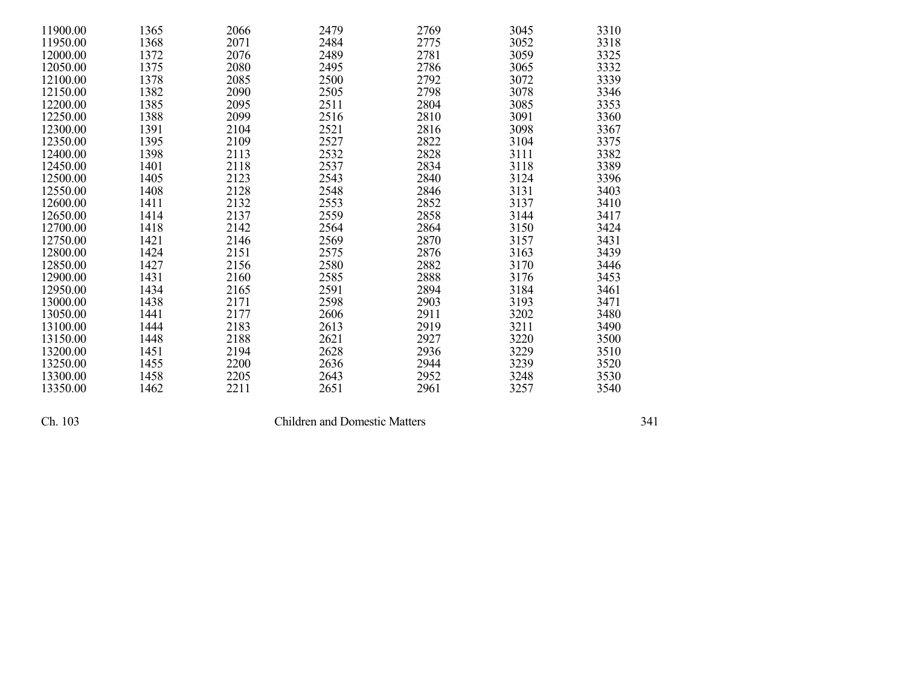| | | | | | | |
|---|---|---|---|---|---|---|
| 11900.00 | 1365 | 2066 | 2479 | 2769 | 3045 | 3310 |
| 11950.00 | 1368 | 2071 | 2484 | 2775 | 3052 | 3318 |
| 12000.00 | 1372 | 2076 | 2489 | 2781 | 3059 | 3325 |
| 12050.00 | 1375 | 2080 | 2495 | 2786 | 3065 | 3332 |
| 12100.00 | 1378 | 2085 | 2500 | 2792 | 3072 | 3339 |
| 12150.00 | 1382 | 2090 | 2505 | 2798 | 3078 | 3346 |
| 12200.00 | 1385 | 2095 | 2511 | 2804 | 3085 | 3353 |
| 12250.00 | 1388 | 2099 | 2516 | 2810 | 3091 | 3360 |
| 12300.00 | 1391 | 2104 | 2521 | 2816 | 3098 | 3367 |
| 12350.00 | 1395 | 2109 | 2527 | 2822 | 3104 | 3375 |
| 12400.00 | 1398 | 2113 | 2532 | 2828 | 3111 | 3382 |
| 12450.00 | 1401 | 2118 | 2537 | 2834 | 3118 | 3389 |
| 12500.00 | 1405 | 2123 | 2543 | 2840 | 3124 | 3396 |
| 12550.00 | 1408 | 2128 | 2548 | 2846 | 3131 | 3403 |
| 12600.00 | 1411 | 2132 | 2553 | 2852 | 3137 | 3410 |
| 12650.00 | 1414 | 2137 | 2559 | 2858 | 3144 | 3417 |
| 12700.00 | 1418 | 2142 | 2564 | 2864 | 3150 | 3424 |
| 12750.00 | 1421 | 2146 | 2569 | 2870 | 3157 | 3431 |
| 12800.00 | 1424 | 2151 | 2575 | 2876 | 3163 | 3439 |
| 12850.00 | 1427 | 2156 | 2580 | 2882 | 3170 | 3446 |
| 12900.00 | 1431 | 2160 | 2585 | 2888 | 3176 | 3453 |
| 12950.00 | 1434 | 2165 | 2591 | 2894 | 3184 | 3461 |
| 13000.00 | 1438 | 2171 | 2598 | 2903 | 3193 | 3471 |
| 13050.00 | 1441 | 2177 | 2606 | 2911 | 3202 | 3480 |
| 13100.00 | 1444 | 2183 | 2613 | 2919 | 3211 | 3490 |
| 13150.00 | 1448 | 2188 | 2621 | 2927 | 3220 | 3500 |
| 13200.00 | 1451 | 2194 | 2628 | 2936 | 3229 | 3510 |
| 13250.00 | 1455 | 2200 | 2636 | 2944 | 3239 | 3520 |
| 13300.00 | 1458 | 2205 | 2643 | 2952 | 3248 | 3530 |
| 13350.00 | 1462 | 2211 | 2651 | 2961 | 3257 | 3540 |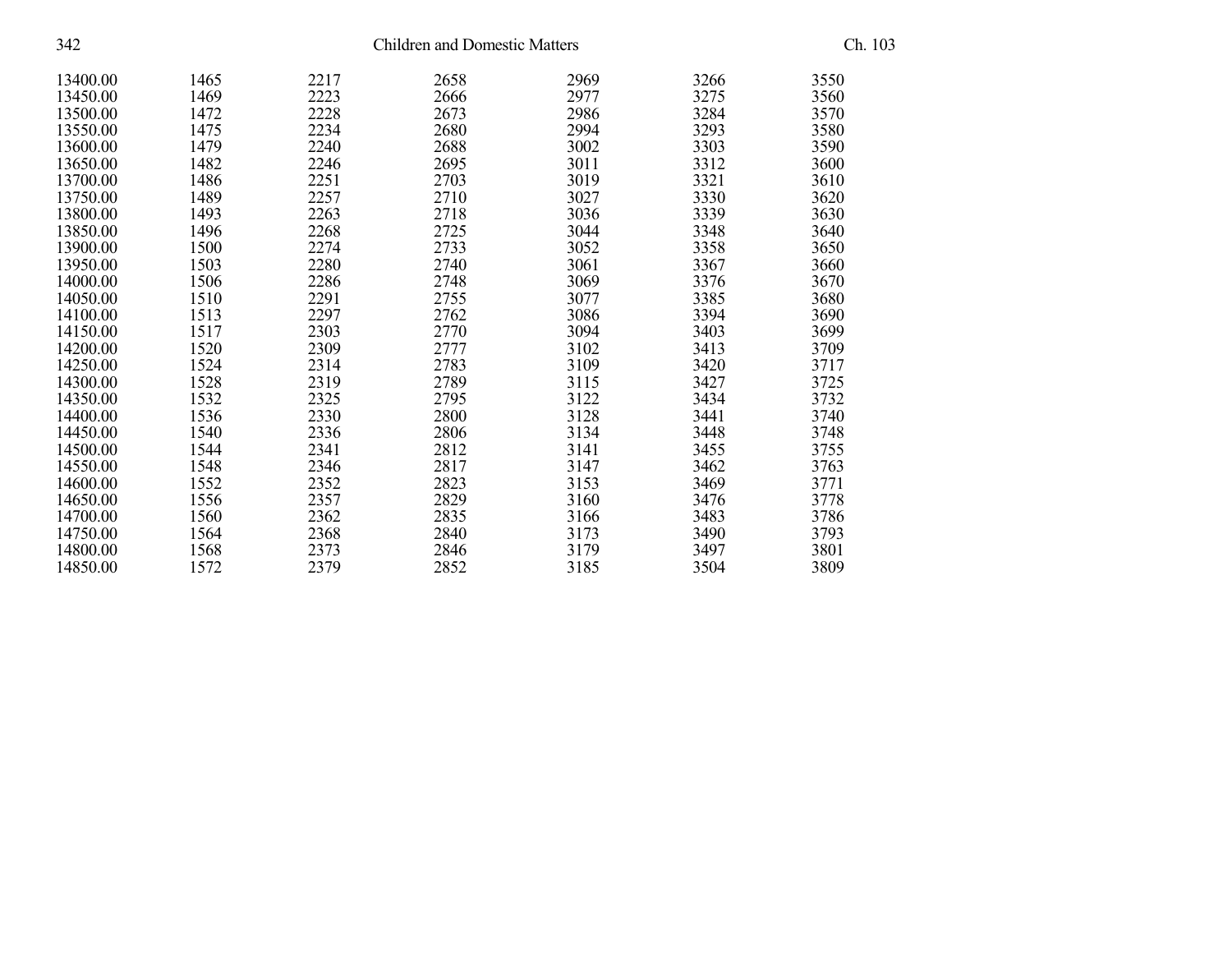| | | | | | | |
|---|---|---|---|---|---|---|
| 13400.00 | 1465 | 2217 | 2658 | 2969 | 3266 | 3550 |
| 13450.00 | 1469 | 2223 | 2666 | 2977 | 3275 | 3560 |
| 13500.00 | 1472 | 2228 | 2673 | 2986 | 3284 | 3570 |
| 13550.00 | 1475 | 2234 | 2680 | 2994 | 3293 | 3580 |
| 13600.00 | 1479 | 2240 | 2688 | 3002 | 3303 | 3590 |
| 13650.00 | 1482 | 2246 | 2695 | 3011 | 3312 | 3600 |
| 13700.00 | 1486 | 2251 | 2703 | 3019 | 3321 | 3610 |
| 13750.00 | 1489 | 2257 | 2710 | 3027 | 3330 | 3620 |
| 13800.00 | 1493 | 2263 | 2718 | 3036 | 3339 | 3630 |
| 13850.00 | 1496 | 2268 | 2725 | 3044 | 3348 | 3640 |
| 13900.00 | 1500 | 2274 | 2733 | 3052 | 3358 | 3650 |
| 13950.00 | 1503 | 2280 | 2740 | 3061 | 3367 | 3660 |
| 14000.00 | 1506 | 2286 | 2748 | 3069 | 3376 | 3670 |
| 14050.00 | 1510 | 2291 | 2755 | 3077 | 3385 | 3680 |
| 14100.00 | 1513 | 2297 | 2762 | 3086 | 3394 | 3690 |
| 14150.00 | 1517 | 2303 | 2770 | 3094 | 3403 | 3699 |
| 14200.00 | 1520 | 2309 | 2777 | 3102 | 3413 | 3709 |
| 14250.00 | 1524 | 2314 | 2783 | 3109 | 3420 | 3717 |
| 14300.00 | 1528 | 2319 | 2789 | 3115 | 3427 | 3725 |
| 14350.00 | 1532 | 2325 | 2795 | 3122 | 3434 | 3732 |
| 14400.00 | 1536 | 2330 | 2800 | 3128 | 3441 | 3740 |
| 14450.00 | 1540 | 2336 | 2806 | 3134 | 3448 | 3748 |
| 14500.00 | 1544 | 2341 | 2812 | 3141 | 3455 | 3755 |
| 14550.00 | 1548 | 2346 | 2817 | 3147 | 3462 | 3763 |
| 14600.00 | 1552 | 2352 | 2823 | 3153 | 3469 | 3771 |
| 14650.00 | 1556 | 2357 | 2829 | 3160 | 3476 | 3778 |
| 14700.00 | 1560 | 2362 | 2835 | 3166 | 3483 | 3786 |
| 14750.00 | 1564 | 2368 | 2840 | 3173 | 3490 | 3793 |
| 14800.00 | 1568 | 2373 | 2846 | 3179 | 3497 | 3801 |
| 14850.00 | 1572 | 2379 | 2852 | 3185 | 3504 | 3809 |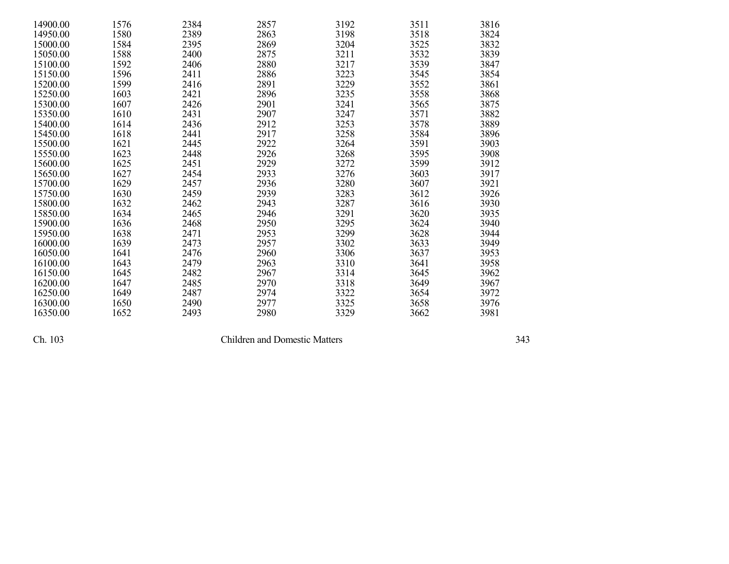| | | | | | | |
|---|---|---|---|---|---|---|
| 14900.00 | 1576 | 2384 | 2857 | 3192 | 3511 | 3816 |
| 14950.00 | 1580 | 2389 | 2863 | 3198 | 3518 | 3824 |
| 15000.00 | 1584 | 2395 | 2869 | 3204 | 3525 | 3832 |
| 15050.00 | 1588 | 2400 | 2875 | 3211 | 3532 | 3839 |
| 15100.00 | 1592 | 2406 | 2880 | 3217 | 3539 | 3847 |
| 15150.00 | 1596 | 2411 | 2886 | 3223 | 3545 | 3854 |
| 15200.00 | 1599 | 2416 | 2891 | 3229 | 3552 | 3861 |
| 15250.00 | 1603 | 2421 | 2896 | 3235 | 3558 | 3868 |
| 15300.00 | 1607 | 2426 | 2901 | 3241 | 3565 | 3875 |
| 15350.00 | 1610 | 2431 | 2907 | 3247 | 3571 | 3882 |
| 15400.00 | 1614 | 2436 | 2912 | 3253 | 3578 | 3889 |
| 15450.00 | 1618 | 2441 | 2917 | 3258 | 3584 | 3896 |
| 15500.00 | 1621 | 2445 | 2922 | 3264 | 3591 | 3903 |
| 15550.00 | 1623 | 2448 | 2926 | 3268 | 3595 | 3908 |
| 15600.00 | 1625 | 2451 | 2929 | 3272 | 3599 | 3912 |
| 15650.00 | 1627 | 2454 | 2933 | 3276 | 3603 | 3917 |
| 15700.00 | 1629 | 2457 | 2936 | 3280 | 3607 | 3921 |
| 15750.00 | 1630 | 2459 | 2939 | 3283 | 3612 | 3926 |
| 15800.00 | 1632 | 2462 | 2943 | 3287 | 3616 | 3930 |
| 15850.00 | 1634 | 2465 | 2946 | 3291 | 3620 | 3935 |
| 15900.00 | 1636 | 2468 | 2950 | 3295 | 3624 | 3940 |
| 15950.00 | 1638 | 2471 | 2953 | 3299 | 3628 | 3944 |
| 16000.00 | 1639 | 2473 | 2957 | 3302 | 3633 | 3949 |
| 16050.00 | 1641 | 2476 | 2960 | 3306 | 3637 | 3953 |
| 16100.00 | 1643 | 2479 | 2963 | 3310 | 3641 | 3958 |
| 16150.00 | 1645 | 2482 | 2967 | 3314 | 3645 | 3962 |
| 16200.00 | 1647 | 2485 | 2970 | 3318 | 3649 | 3967 |
| 16250.00 | 1649 | 2487 | 2974 | 3322 | 3654 | 3972 |
| 16300.00 | 1650 | 2490 | 2977 | 3325 | 3658 | 3976 |
| 16350.00 | 1652 | 2493 | 2980 | 3329 | 3662 | 3981 |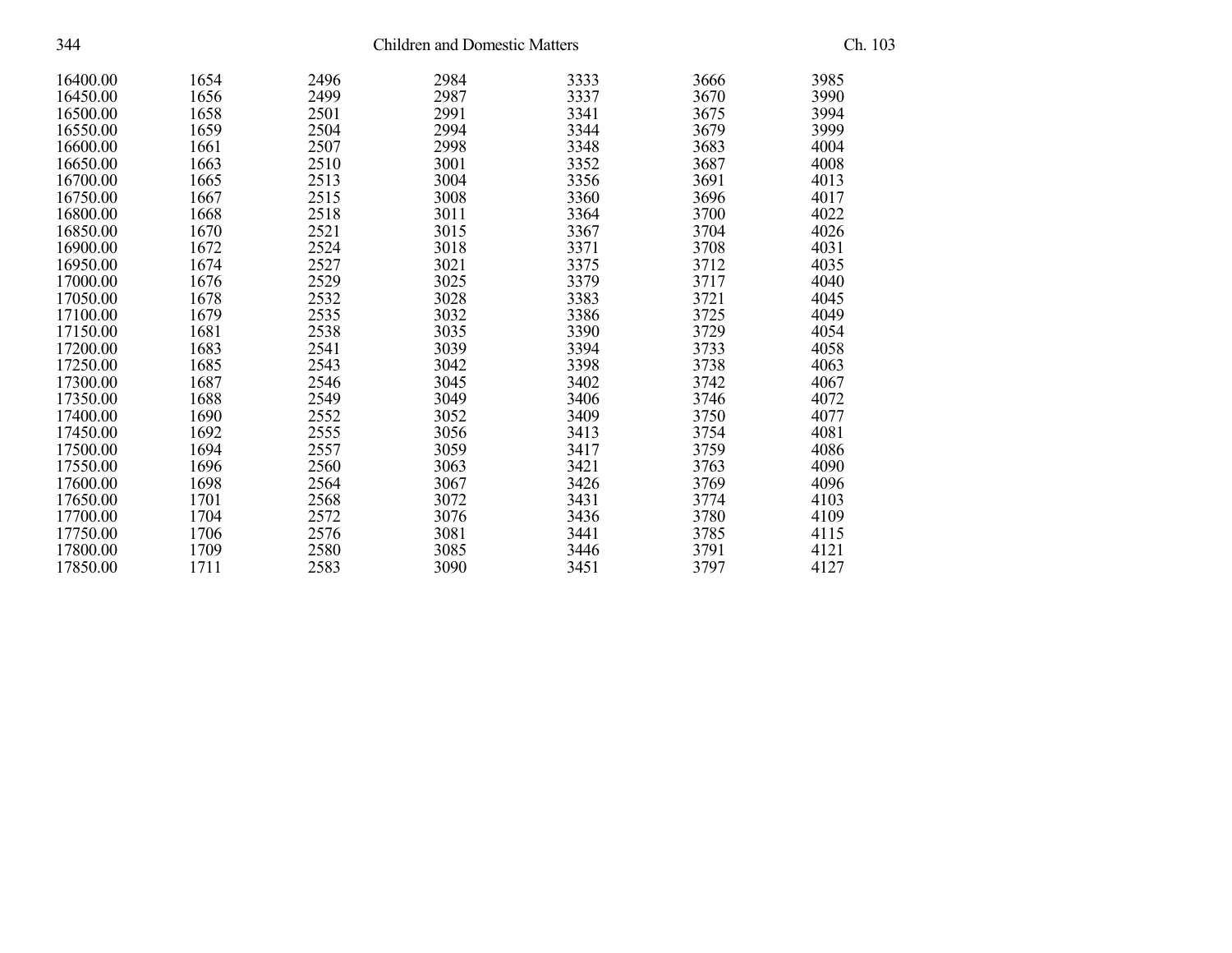| | | | | | | |
|---|---|---|---|---|---|---|
| 16400.00 | 1654 | 2496 | 2984 | 3333 | 3666 | 3985 |
| 16450.00 | 1656 | 2499 | 2987 | 3337 | 3670 | 3990 |
| 16500.00 | 1658 | 2501 | 2991 | 3341 | 3675 | 3994 |
| 16550.00 | 1659 | 2504 | 2994 | 3344 | 3679 | 3999 |
| 16600.00 | 1661 | 2507 | 2998 | 3348 | 3683 | 4004 |
| 16650.00 | 1663 | 2510 | 3001 | 3352 | 3687 | 4008 |
| 16700.00 | 1665 | 2513 | 3004 | 3356 | 3691 | 4013 |
| 16750.00 | 1667 | 2515 | 3008 | 3360 | 3696 | 4017 |
| 16800.00 | 1668 | 2518 | 3011 | 3364 | 3700 | 4022 |
| 16850.00 | 1670 | 2521 | 3015 | 3367 | 3704 | 4026 |
| 16900.00 | 1672 | 2524 | 3018 | 3371 | 3708 | 4031 |
| 16950.00 | 1674 | 2527 | 3021 | 3375 | 3712 | 4035 |
| 17000.00 | 1676 | 2529 | 3025 | 3379 | 3717 | 4040 |
| 17050.00 | 1678 | 2532 | 3028 | 3383 | 3721 | 4045 |
| 17100.00 | 1679 | 2535 | 3032 | 3386 | 3725 | 4049 |
| 17150.00 | 1681 | 2538 | 3035 | 3390 | 3729 | 4054 |
| 17200.00 | 1683 | 2541 | 3039 | 3394 | 3733 | 4058 |
| 17250.00 | 1685 | 2543 | 3042 | 3398 | 3738 | 4063 |
| 17300.00 | 1687 | 2546 | 3045 | 3402 | 3742 | 4067 |
| 17350.00 | 1688 | 2549 | 3049 | 3406 | 3746 | 4072 |
| 17400.00 | 1690 | 2552 | 3052 | 3409 | 3750 | 4077 |
| 17450.00 | 1692 | 2555 | 3056 | 3413 | 3754 | 4081 |
| 17500.00 | 1694 | 2557 | 3059 | 3417 | 3759 | 4086 |
| 17550.00 | 1696 | 2560 | 3063 | 3421 | 3763 | 4090 |
| 17600.00 | 1698 | 2564 | 3067 | 3426 | 3769 | 4096 |
| 17650.00 | 1701 | 2568 | 3072 | 3431 | 3774 | 4103 |
| 17700.00 | 1704 | 2572 | 3076 | 3436 | 3780 | 4109 |
| 17750.00 | 1706 | 2576 | 3081 | 3441 | 3785 | 4115 |
| 17800.00 | 1709 | 2580 | 3085 | 3446 | 3791 | 4121 |
| 17850.00 | 1711 | 2583 | 3090 | 3451 | 3797 | 4127 |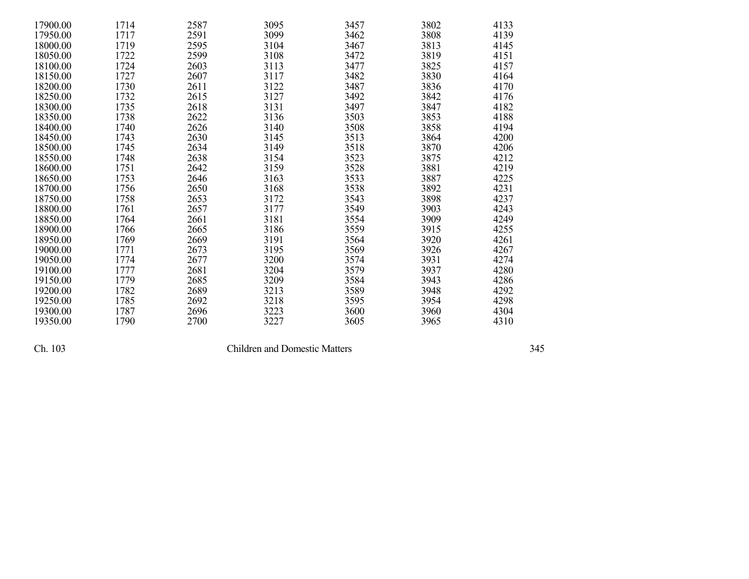| | | | | | | |
|---|---|---|---|---|---|---|
| 17900.00 | 1714 | 2587 | 3095 | 3457 | 3802 | 4133 |
| 17950.00 | 1717 | 2591 | 3099 | 3462 | 3808 | 4139 |
| 18000.00 | 1719 | 2595 | 3104 | 3467 | 3813 | 4145 |
| 18050.00 | 1722 | 2599 | 3108 | 3472 | 3819 | 4151 |
| 18100.00 | 1724 | 2603 | 3113 | 3477 | 3825 | 4157 |
| 18150.00 | 1727 | 2607 | 3117 | 3482 | 3830 | 4164 |
| 18200.00 | 1730 | 2611 | 3122 | 3487 | 3836 | 4170 |
| 18250.00 | 1732 | 2615 | 3127 | 3492 | 3842 | 4176 |
| 18300.00 | 1735 | 2618 | 3131 | 3497 | 3847 | 4182 |
| 18350.00 | 1738 | 2622 | 3136 | 3503 | 3853 | 4188 |
| 18400.00 | 1740 | 2626 | 3140 | 3508 | 3858 | 4194 |
| 18450.00 | 1743 | 2630 | 3145 | 3513 | 3864 | 4200 |
| 18500.00 | 1745 | 2634 | 3149 | 3518 | 3870 | 4206 |
| 18550.00 | 1748 | 2638 | 3154 | 3523 | 3875 | 4212 |
| 18600.00 | 1751 | 2642 | 3159 | 3528 | 3881 | 4219 |
| 18650.00 | 1753 | 2646 | 3163 | 3533 | 3887 | 4225 |
| 18700.00 | 1756 | 2650 | 3168 | 3538 | 3892 | 4231 |
| 18750.00 | 1758 | 2653 | 3172 | 3543 | 3898 | 4237 |
| 18800.00 | 1761 | 2657 | 3177 | 3549 | 3903 | 4243 |
| 18850.00 | 1764 | 2661 | 3181 | 3554 | 3909 | 4249 |
| 18900.00 | 1766 | 2665 | 3186 | 3559 | 3915 | 4255 |
| 18950.00 | 1769 | 2669 | 3191 | 3564 | 3920 | 4261 |
| 19000.00 | 1771 | 2673 | 3195 | 3569 | 3926 | 4267 |
| 19050.00 | 1774 | 2677 | 3200 | 3574 | 3931 | 4274 |
| 19100.00 | 1777 | 2681 | 3204 | 3579 | 3937 | 4280 |
| 19150.00 | 1779 | 2685 | 3209 | 3584 | 3943 | 4286 |
| 19200.00 | 1782 | 2689 | 3213 | 3589 | 3948 | 4292 |
| 19250.00 | 1785 | 2692 | 3218 | 3595 | 3954 | 4298 |
| 19300.00 | 1787 | 2696 | 3223 | 3600 | 3960 | 4304 |
| 19350.00 | 1790 | 2700 | 3227 | 3605 | 3965 | 4310 |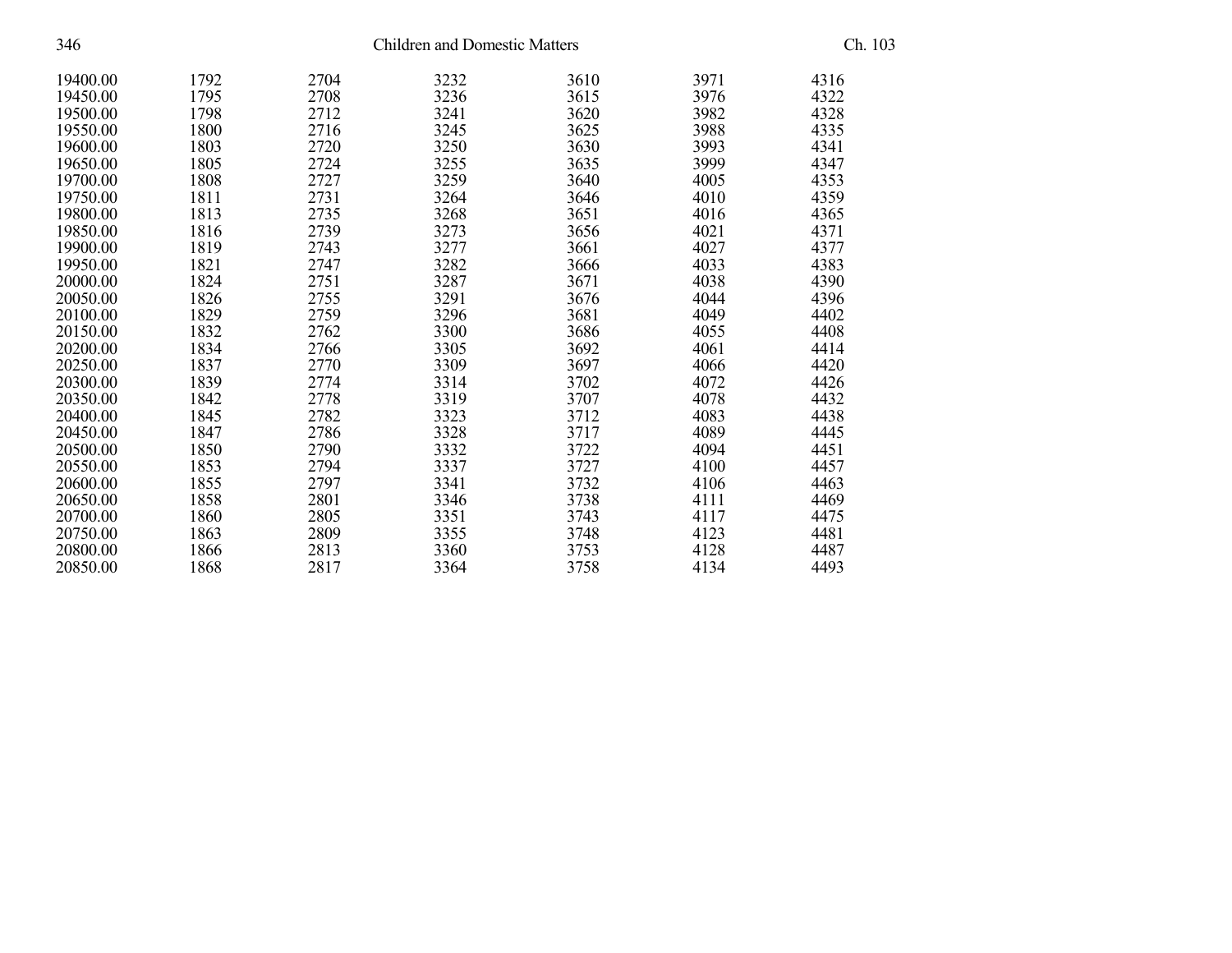| | | | | | | |
|---|---|---|---|---|---|---|
| 19400.00 | 1792 | 2704 | 3232 | 3610 | 3971 | 4316 |
| 19450.00 | 1795 | 2708 | 3236 | 3615 | 3976 | 4322 |
| 19500.00 | 1798 | 2712 | 3241 | 3620 | 3982 | 4328 |
| 19550.00 | 1800 | 2716 | 3245 | 3625 | 3988 | 4335 |
| 19600.00 | 1803 | 2720 | 3250 | 3630 | 3993 | 4341 |
| 19650.00 | 1805 | 2724 | 3255 | 3635 | 3999 | 4347 |
| 19700.00 | 1808 | 2727 | 3259 | 3640 | 4005 | 4353 |
| 19750.00 | 1811 | 2731 | 3264 | 3646 | 4010 | 4359 |
| 19800.00 | 1813 | 2735 | 3268 | 3651 | 4016 | 4365 |
| 19850.00 | 1816 | 2739 | 3273 | 3656 | 4021 | 4371 |
| 19900.00 | 1819 | 2743 | 3277 | 3661 | 4027 | 4377 |
| 19950.00 | 1821 | 2747 | 3282 | 3666 | 4033 | 4383 |
| 20000.00 | 1824 | 2751 | 3287 | 3671 | 4038 | 4390 |
| 20050.00 | 1826 | 2755 | 3291 | 3676 | 4044 | 4396 |
| 20100.00 | 1829 | 2759 | 3296 | 3681 | 4049 | 4402 |
| 20150.00 | 1832 | 2762 | 3300 | 3686 | 4055 | 4408 |
| 20200.00 | 1834 | 2766 | 3305 | 3692 | 4061 | 4414 |
| 20250.00 | 1837 | 2770 | 3309 | 3697 | 4066 | 4420 |
| 20300.00 | 1839 | 2774 | 3314 | 3702 | 4072 | 4426 |
| 20350.00 | 1842 | 2778 | 3319 | 3707 | 4078 | 4432 |
| 20400.00 | 1845 | 2782 | 3323 | 3712 | 4083 | 4438 |
| 20450.00 | 1847 | 2786 | 3328 | 3717 | 4089 | 4445 |
| 20500.00 | 1850 | 2790 | 3332 | 3722 | 4094 | 4451 |
| 20550.00 | 1853 | 2794 | 3337 | 3727 | 4100 | 4457 |
| 20600.00 | 1855 | 2797 | 3341 | 3732 | 4106 | 4463 |
| 20650.00 | 1858 | 2801 | 3346 | 3738 | 4111 | 4469 |
| 20700.00 | 1860 | 2805 | 3351 | 3743 | 4117 | 4475 |
| 20750.00 | 1863 | 2809 | 3355 | 3748 | 4123 | 4481 |
| 20800.00 | 1866 | 2813 | 3360 | 3753 | 4128 | 4487 |
| 20850.00 | 1868 | 2817 | 3364 | 3758 | 4134 | 4493 |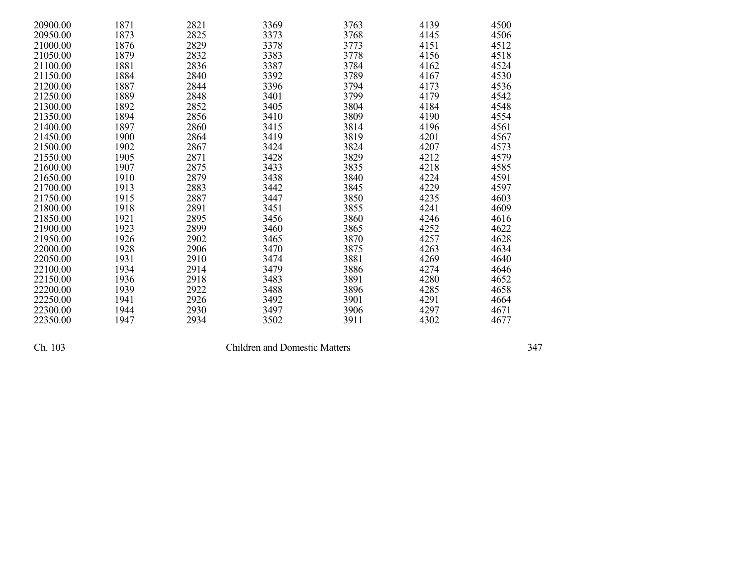| | | | | | | |
|---|---|---|---|---|---|---|
| 20900.00 | 1871 | 2821 | 3369 | 3763 | 4139 | 4500 |
| 20950.00 | 1873 | 2825 | 3373 | 3768 | 4145 | 4506 |
| 21000.00 | 1876 | 2829 | 3378 | 3773 | 4151 | 4512 |
| 21050.00 | 1879 | 2832 | 3383 | 3778 | 4156 | 4518 |
| 21100.00 | 1881 | 2836 | 3387 | 3784 | 4162 | 4524 |
| 21150.00 | 1884 | 2840 | 3392 | 3789 | 4167 | 4530 |
| 21200.00 | 1887 | 2844 | 3396 | 3794 | 4173 | 4536 |
| 21250.00 | 1889 | 2848 | 3401 | 3799 | 4179 | 4542 |
| 21300.00 | 1892 | 2852 | 3405 | 3804 | 4184 | 4548 |
| 21350.00 | 1894 | 2856 | 3410 | 3809 | 4190 | 4554 |
| 21400.00 | 1897 | 2860 | 3415 | 3814 | 4196 | 4561 |
| 21450.00 | 1900 | 2864 | 3419 | 3819 | 4201 | 4567 |
| 21500.00 | 1902 | 2867 | 3424 | 3824 | 4207 | 4573 |
| 21550.00 | 1905 | 2871 | 3428 | 3829 | 4212 | 4579 |
| 21600.00 | 1907 | 2875 | 3433 | 3835 | 4218 | 4585 |
| 21650.00 | 1910 | 2879 | 3438 | 3840 | 4224 | 4591 |
| 21700.00 | 1913 | 2883 | 3442 | 3845 | 4229 | 4597 |
| 21750.00 | 1915 | 2887 | 3447 | 3850 | 4235 | 4603 |
| 21800.00 | 1918 | 2891 | 3451 | 3855 | 4241 | 4609 |
| 21850.00 | 1921 | 2895 | 3456 | 3860 | 4246 | 4616 |
| 21900.00 | 1923 | 2899 | 3460 | 3865 | 4252 | 4622 |
| 21950.00 | 1926 | 2902 | 3465 | 3870 | 4257 | 4628 |
| 22000.00 | 1928 | 2906 | 3470 | 3875 | 4263 | 4634 |
| 22050.00 | 1931 | 2910 | 3474 | 3881 | 4269 | 4640 |
| 22100.00 | 1934 | 2914 | 3479 | 3886 | 4274 | 4646 |
| 22150.00 | 1936 | 2918 | 3483 | 3891 | 4280 | 4652 |
| 22200.00 | 1939 | 2922 | 3488 | 3896 | 4285 | 4658 |
| 22250.00 | 1941 | 2926 | 3492 | 3901 | 4291 | 4664 |
| 22300.00 | 1944 | 2930 | 3497 | 3906 | 4297 | 4671 |
| 22350.00 | 1947 | 2934 | 3502 | 3911 | 4302 | 4677 |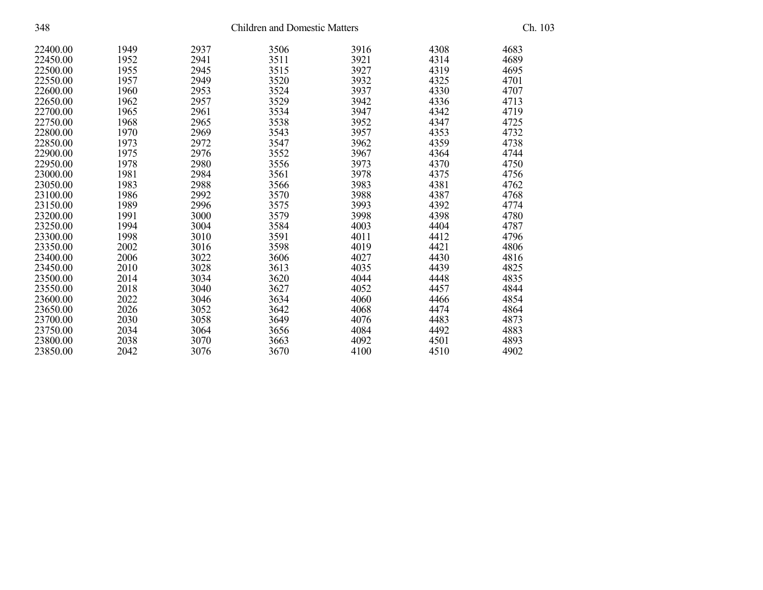| | | | | | | |
|---|---|---|---|---|---|---|
| 22400.00 | 1949 | 2937 | 3506 | 3916 | 4308 | 4683 |
| 22450.00 | 1952 | 2941 | 3511 | 3921 | 4314 | 4689 |
| 22500.00 | 1955 | 2945 | 3515 | 3927 | 4319 | 4695 |
| 22550.00 | 1957 | 2949 | 3520 | 3932 | 4325 | 4701 |
| 22600.00 | 1960 | 2953 | 3524 | 3937 | 4330 | 4707 |
| 22650.00 | 1962 | 2957 | 3529 | 3942 | 4336 | 4713 |
| 22700.00 | 1965 | 2961 | 3534 | 3947 | 4342 | 4719 |
| 22750.00 | 1968 | 2965 | 3538 | 3952 | 4347 | 4725 |
| 22800.00 | 1970 | 2969 | 3543 | 3957 | 4353 | 4732 |
| 22850.00 | 1973 | 2972 | 3547 | 3962 | 4359 | 4738 |
| 22900.00 | 1975 | 2976 | 3552 | 3967 | 4364 | 4744 |
| 22950.00 | 1978 | 2980 | 3556 | 3973 | 4370 | 4750 |
| 23000.00 | 1981 | 2984 | 3561 | 3978 | 4375 | 4756 |
| 23050.00 | 1983 | 2988 | 3566 | 3983 | 4381 | 4762 |
| 23100.00 | 1986 | 2992 | 3570 | 3988 | 4387 | 4768 |
| 23150.00 | 1989 | 2996 | 3575 | 3993 | 4392 | 4774 |
| 23200.00 | 1991 | 3000 | 3579 | 3998 | 4398 | 4780 |
| 23250.00 | 1994 | 3004 | 3584 | 4003 | 4404 | 4787 |
| 23300.00 | 1998 | 3010 | 3591 | 4011 | 4412 | 4796 |
| 23350.00 | 2002 | 3016 | 3598 | 4019 | 4421 | 4806 |
| 23400.00 | 2006 | 3022 | 3606 | 4027 | 4430 | 4816 |
| 23450.00 | 2010 | 3028 | 3613 | 4035 | 4439 | 4825 |
| 23500.00 | 2014 | 3034 | 3620 | 4044 | 4448 | 4835 |
| 23550.00 | 2018 | 3040 | 3627 | 4052 | 4457 | 4844 |
| 23600.00 | 2022 | 3046 | 3634 | 4060 | 4466 | 4854 |
| 23650.00 | 2026 | 3052 | 3642 | 4068 | 4474 | 4864 |
| 23700.00 | 2030 | 3058 | 3649 | 4076 | 4483 | 4873 |
| 23750.00 | 2034 | 3064 | 3656 | 4084 | 4492 | 4883 |
| 23800.00 | 2038 | 3070 | 3663 | 4092 | 4501 | 4893 |
| 23850.00 | 2042 | 3076 | 3670 | 4100 | 4510 | 4902 |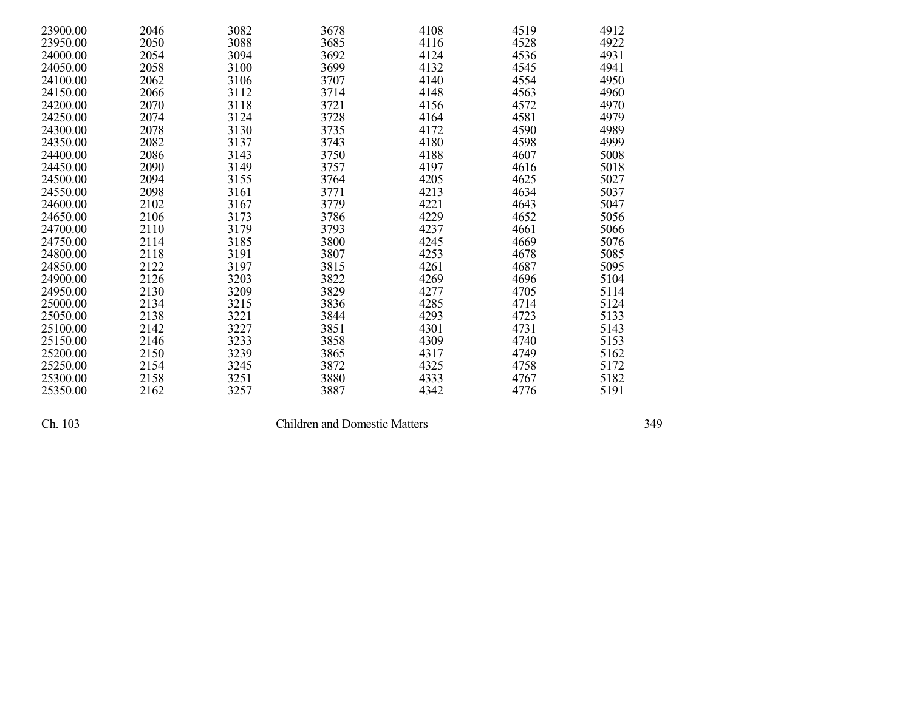| | | | | | | |
|---|---|---|---|---|---|---|
| 23900.00 | 2046 | 3082 | 3678 | 4108 | 4519 | 4912 |
| 23950.00 | 2050 | 3088 | 3685 | 4116 | 4528 | 4922 |
| 24000.00 | 2054 | 3094 | 3692 | 4124 | 4536 | 4931 |
| 24050.00 | 2058 | 3100 | 3699 | 4132 | 4545 | 4941 |
| 24100.00 | 2062 | 3106 | 3707 | 4140 | 4554 | 4950 |
| 24150.00 | 2066 | 3112 | 3714 | 4148 | 4563 | 4960 |
| 24200.00 | 2070 | 3118 | 3721 | 4156 | 4572 | 4970 |
| 24250.00 | 2074 | 3124 | 3728 | 4164 | 4581 | 4979 |
| 24300.00 | 2078 | 3130 | 3735 | 4172 | 4590 | 4989 |
| 24350.00 | 2082 | 3137 | 3743 | 4180 | 4598 | 4999 |
| 24400.00 | 2086 | 3143 | 3750 | 4188 | 4607 | 5008 |
| 24450.00 | 2090 | 3149 | 3757 | 4197 | 4616 | 5018 |
| 24500.00 | 2094 | 3155 | 3764 | 4205 | 4625 | 5027 |
| 24550.00 | 2098 | 3161 | 3771 | 4213 | 4634 | 5037 |
| 24600.00 | 2102 | 3167 | 3779 | 4221 | 4643 | 5047 |
| 24650.00 | 2106 | 3173 | 3786 | 4229 | 4652 | 5056 |
| 24700.00 | 2110 | 3179 | 3793 | 4237 | 4661 | 5066 |
| 24750.00 | 2114 | 3185 | 3800 | 4245 | 4669 | 5076 |
| 24800.00 | 2118 | 3191 | 3807 | 4253 | 4678 | 5085 |
| 24850.00 | 2122 | 3197 | 3815 | 4261 | 4687 | 5095 |
| 24900.00 | 2126 | 3203 | 3822 | 4269 | 4696 | 5104 |
| 24950.00 | 2130 | 3209 | 3829 | 4277 | 4705 | 5114 |
| 25000.00 | 2134 | 3215 | 3836 | 4285 | 4714 | 5124 |
| 25050.00 | 2138 | 3221 | 3844 | 4293 | 4723 | 5133 |
| 25100.00 | 2142 | 3227 | 3851 | 4301 | 4731 | 5143 |
| 25150.00 | 2146 | 3233 | 3858 | 4309 | 4740 | 5153 |
| 25200.00 | 2150 | 3239 | 3865 | 4317 | 4749 | 5162 |
| 25250.00 | 2154 | 3245 | 3872 | 4325 | 4758 | 5172 |
| 25300.00 | 2158 | 3251 | 3880 | 4333 | 4767 | 5182 |
| 25350.00 | 2162 | 3257 | 3887 | 4342 | 4776 | 5191 |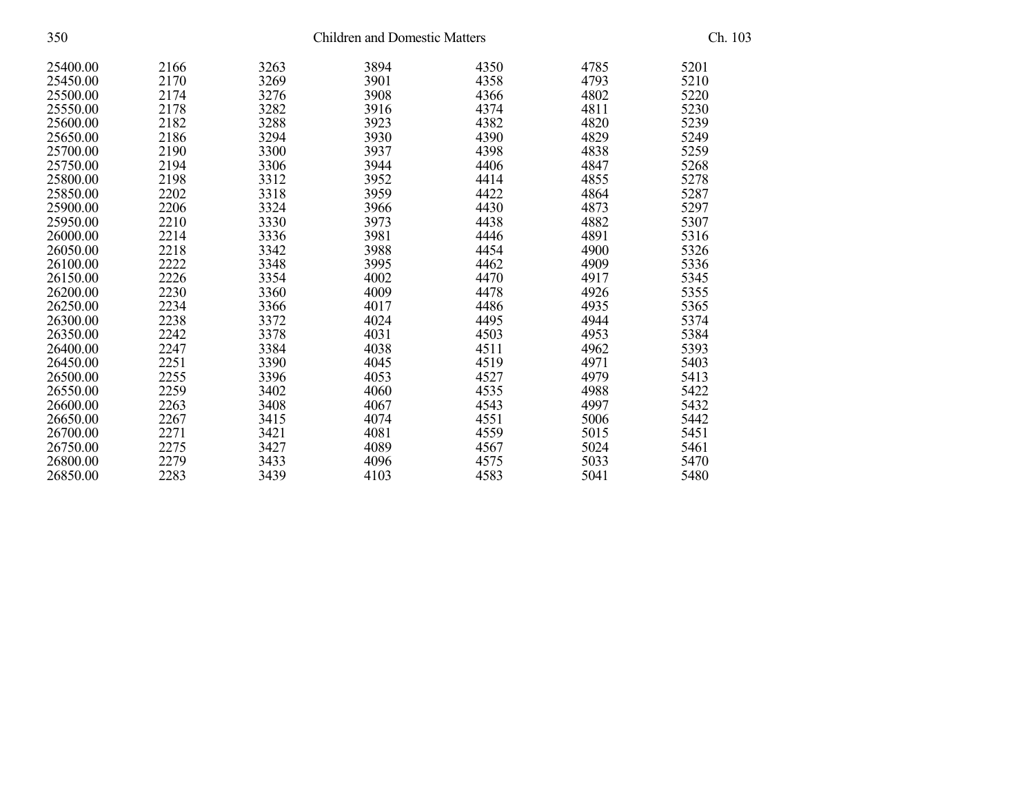| | | | | | | |
|---|---|---|---|---|---|---|
| 25400.00 | 2166 | 3263 | 3894 | 4350 | 4785 | 5201 |
| 25450.00 | 2170 | 3269 | 3901 | 4358 | 4793 | 5210 |
| 25500.00 | 2174 | 3276 | 3908 | 4366 | 4802 | 5220 |
| 25550.00 | 2178 | 3282 | 3916 | 4374 | 4811 | 5230 |
| 25600.00 | 2182 | 3288 | 3923 | 4382 | 4820 | 5239 |
| 25650.00 | 2186 | 3294 | 3930 | 4390 | 4829 | 5249 |
| 25700.00 | 2190 | 3300 | 3937 | 4398 | 4838 | 5259 |
| 25750.00 | 2194 | 3306 | 3944 | 4406 | 4847 | 5268 |
| 25800.00 | 2198 | 3312 | 3952 | 4414 | 4855 | 5278 |
| 25850.00 | 2202 | 3318 | 3959 | 4422 | 4864 | 5287 |
| 25900.00 | 2206 | 3324 | 3966 | 4430 | 4873 | 5297 |
| 25950.00 | 2210 | 3330 | 3973 | 4438 | 4882 | 5307 |
| 26000.00 | 2214 | 3336 | 3981 | 4446 | 4891 | 5316 |
| 26050.00 | 2218 | 3342 | 3988 | 4454 | 4900 | 5326 |
| 26100.00 | 2222 | 3348 | 3995 | 4462 | 4909 | 5336 |
| 26150.00 | 2226 | 3354 | 4002 | 4470 | 4917 | 5345 |
| 26200.00 | 2230 | 3360 | 4009 | 4478 | 4926 | 5355 |
| 26250.00 | 2234 | 3366 | 4017 | 4486 | 4935 | 5365 |
| 26300.00 | 2238 | 3372 | 4024 | 4495 | 4944 | 5374 |
| 26350.00 | 2242 | 3378 | 4031 | 4503 | 4953 | 5384 |
| 26400.00 | 2247 | 3384 | 4038 | 4511 | 4962 | 5393 |
| 26450.00 | 2251 | 3390 | 4045 | 4519 | 4971 | 5403 |
| 26500.00 | 2255 | 3396 | 4053 | 4527 | 4979 | 5413 |
| 26550.00 | 2259 | 3402 | 4060 | 4535 | 4988 | 5422 |
| 26600.00 | 2263 | 3408 | 4067 | 4543 | 4997 | 5432 |
| 26650.00 | 2267 | 3415 | 4074 | 4551 | 5006 | 5442 |
| 26700.00 | 2271 | 3421 | 4081 | 4559 | 5015 | 5451 |
| 26750.00 | 2275 | 3427 | 4089 | 4567 | 5024 | 5461 |
| 26800.00 | 2279 | 3433 | 4096 | 4575 | 5033 | 5470 |
| 26850.00 | 2283 | 3439 | 4103 | 4583 | 5041 | 5480 |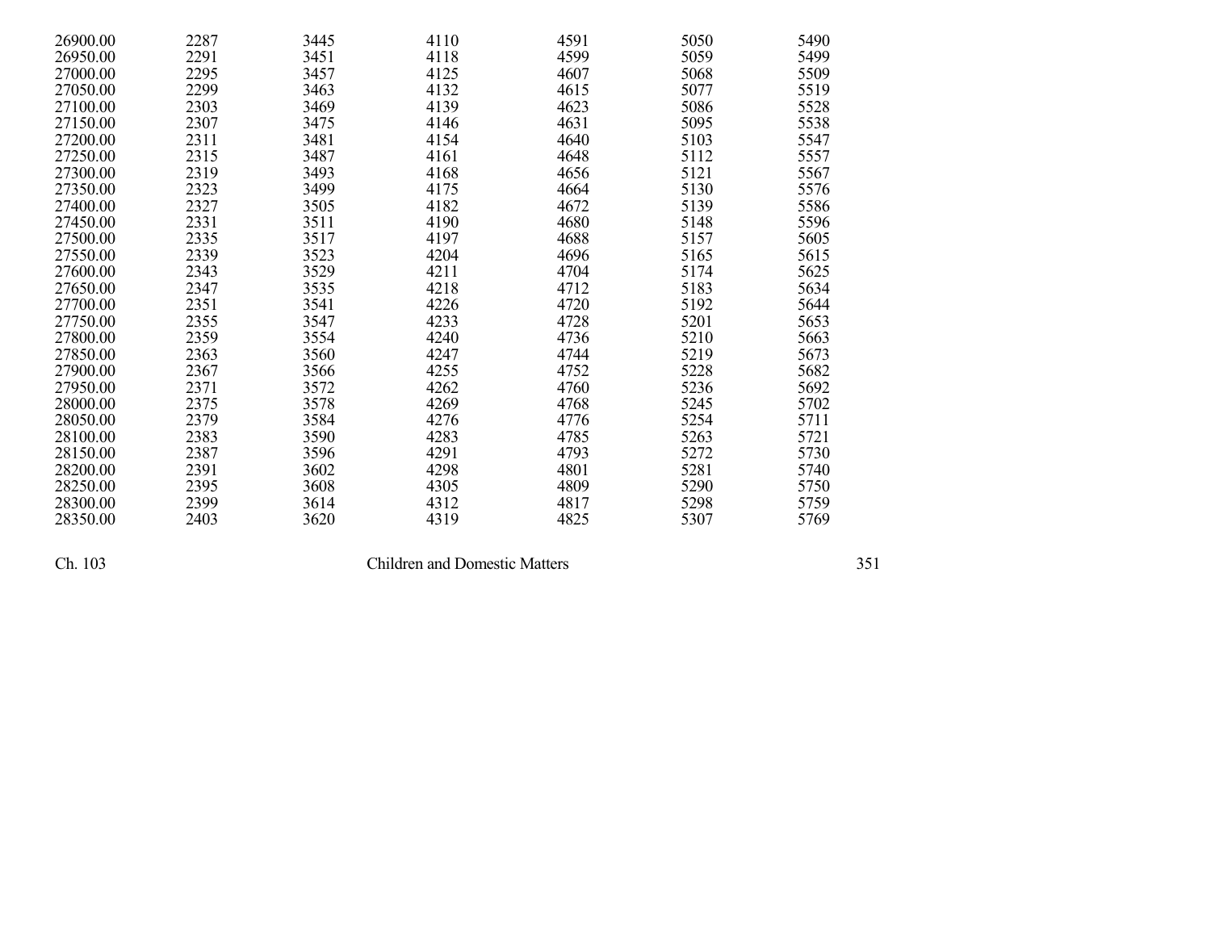| | | | | | | |
|---|---|---|---|---|---|---|
| 26900.00 | 2287 | 3445 | 4110 | 4591 | 5050 | 5490 |
| 26950.00 | 2291 | 3451 | 4118 | 4599 | 5059 | 5499 |
| 27000.00 | 2295 | 3457 | 4125 | 4607 | 5068 | 5509 |
| 27050.00 | 2299 | 3463 | 4132 | 4615 | 5077 | 5519 |
| 27100.00 | 2303 | 3469 | 4139 | 4623 | 5086 | 5528 |
| 27150.00 | 2307 | 3475 | 4146 | 4631 | 5095 | 5538 |
| 27200.00 | 2311 | 3481 | 4154 | 4640 | 5103 | 5547 |
| 27250.00 | 2315 | 3487 | 4161 | 4648 | 5112 | 5557 |
| 27300.00 | 2319 | 3493 | 4168 | 4656 | 5121 | 5567 |
| 27350.00 | 2323 | 3499 | 4175 | 4664 | 5130 | 5576 |
| 27400.00 | 2327 | 3505 | 4182 | 4672 | 5139 | 5586 |
| 27450.00 | 2331 | 3511 | 4190 | 4680 | 5148 | 5596 |
| 27500.00 | 2335 | 3517 | 4197 | 4688 | 5157 | 5605 |
| 27550.00 | 2339 | 3523 | 4204 | 4696 | 5165 | 5615 |
| 27600.00 | 2343 | 3529 | 4211 | 4704 | 5174 | 5625 |
| 27650.00 | 2347 | 3535 | 4218 | 4712 | 5183 | 5634 |
| 27700.00 | 2351 | 3541 | 4226 | 4720 | 5192 | 5644 |
| 27750.00 | 2355 | 3547 | 4233 | 4728 | 5201 | 5653 |
| 27800.00 | 2359 | 3554 | 4240 | 4736 | 5210 | 5663 |
| 27850.00 | 2363 | 3560 | 4247 | 4744 | 5219 | 5673 |
| 27900.00 | 2367 | 3566 | 4255 | 4752 | 5228 | 5682 |
| 27950.00 | 2371 | 3572 | 4262 | 4760 | 5236 | 5692 |
| 28000.00 | 2375 | 3578 | 4269 | 4768 | 5245 | 5702 |
| 28050.00 | 2379 | 3584 | 4276 | 4776 | 5254 | 5711 |
| 28100.00 | 2383 | 3590 | 4283 | 4785 | 5263 | 5721 |
| 28150.00 | 2387 | 3596 | 4291 | 4793 | 5272 | 5730 |
| 28200.00 | 2391 | 3602 | 4298 | 4801 | 5281 | 5740 |
| 28250.00 | 2395 | 3608 | 4305 | 4809 | 5290 | 5750 |
| 28300.00 | 2399 | 3614 | 4312 | 4817 | 5298 | 5759 |
| 28350.00 | 2403 | 3620 | 4319 | 4825 | 5307 | 5769 |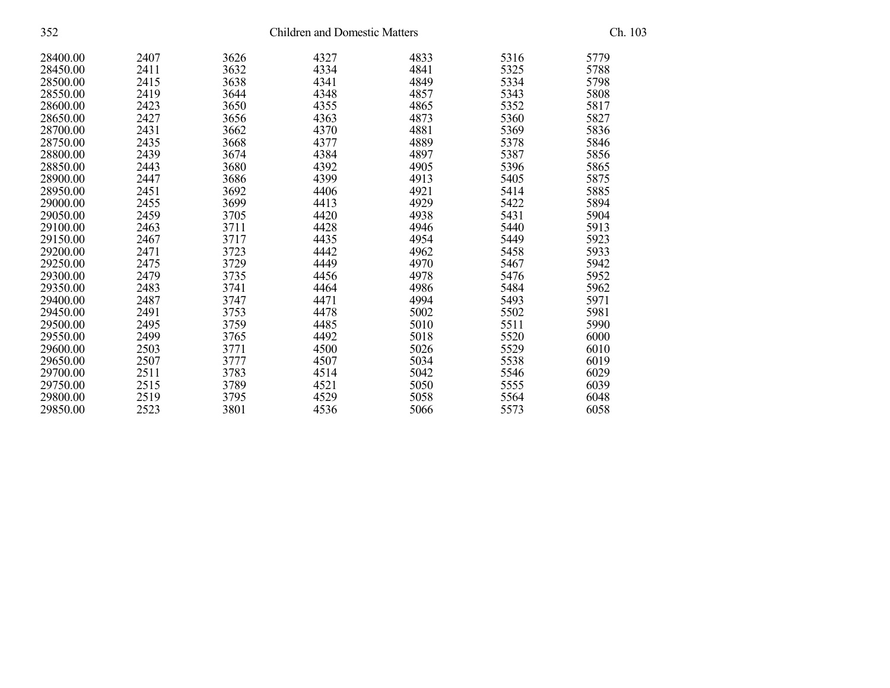| | | | | | | |
|---|---|---|---|---|---|---|
| 28400.00 | 2407 | 3626 | 4327 | 4833 | 5316 | 5779 |
| 28450.00 | 2411 | 3632 | 4334 | 4841 | 5325 | 5788 |
| 28500.00 | 2415 | 3638 | 4341 | 4849 | 5334 | 5798 |
| 28550.00 | 2419 | 3644 | 4348 | 4857 | 5343 | 5808 |
| 28600.00 | 2423 | 3650 | 4355 | 4865 | 5352 | 5817 |
| 28650.00 | 2427 | 3656 | 4363 | 4873 | 5360 | 5827 |
| 28700.00 | 2431 | 3662 | 4370 | 4881 | 5369 | 5836 |
| 28750.00 | 2435 | 3668 | 4377 | 4889 | 5378 | 5846 |
| 28800.00 | 2439 | 3674 | 4384 | 4897 | 5387 | 5856 |
| 28850.00 | 2443 | 3680 | 4392 | 4905 | 5396 | 5865 |
| 28900.00 | 2447 | 3686 | 4399 | 4913 | 5405 | 5875 |
| 28950.00 | 2451 | 3692 | 4406 | 4921 | 5414 | 5885 |
| 29000.00 | 2455 | 3699 | 4413 | 4929 | 5422 | 5894 |
| 29050.00 | 2459 | 3705 | 4420 | 4938 | 5431 | 5904 |
| 29100.00 | 2463 | 3711 | 4428 | 4946 | 5440 | 5913 |
| 29150.00 | 2467 | 3717 | 4435 | 4954 | 5449 | 5923 |
| 29200.00 | 2471 | 3723 | 4442 | 4962 | 5458 | 5933 |
| 29250.00 | 2475 | 3729 | 4449 | 4970 | 5467 | 5942 |
| 29300.00 | 2479 | 3735 | 4456 | 4978 | 5476 | 5952 |
| 29350.00 | 2483 | 3741 | 4464 | 4986 | 5484 | 5962 |
| 29400.00 | 2487 | 3747 | 4471 | 4994 | 5493 | 5971 |
| 29450.00 | 2491 | 3753 | 4478 | 5002 | 5502 | 5981 |
| 29500.00 | 2495 | 3759 | 4485 | 5010 | 5511 | 5990 |
| 29550.00 | 2499 | 3765 | 4492 | 5018 | 5520 | 6000 |
| 29600.00 | 2503 | 3771 | 4500 | 5026 | 5529 | 6010 |
| 29650.00 | 2507 | 3777 | 4507 | 5034 | 5538 | 6019 |
| 29700.00 | 2511 | 3783 | 4514 | 5042 | 5546 | 6029 |
| 29750.00 | 2515 | 3789 | 4521 | 5050 | 5555 | 6039 |
| 29800.00 | 2519 | 3795 | 4529 | 5058 | 5564 | 6048 |
| 29850.00 | 2523 | 3801 | 4536 | 5066 | 5573 | 6058 |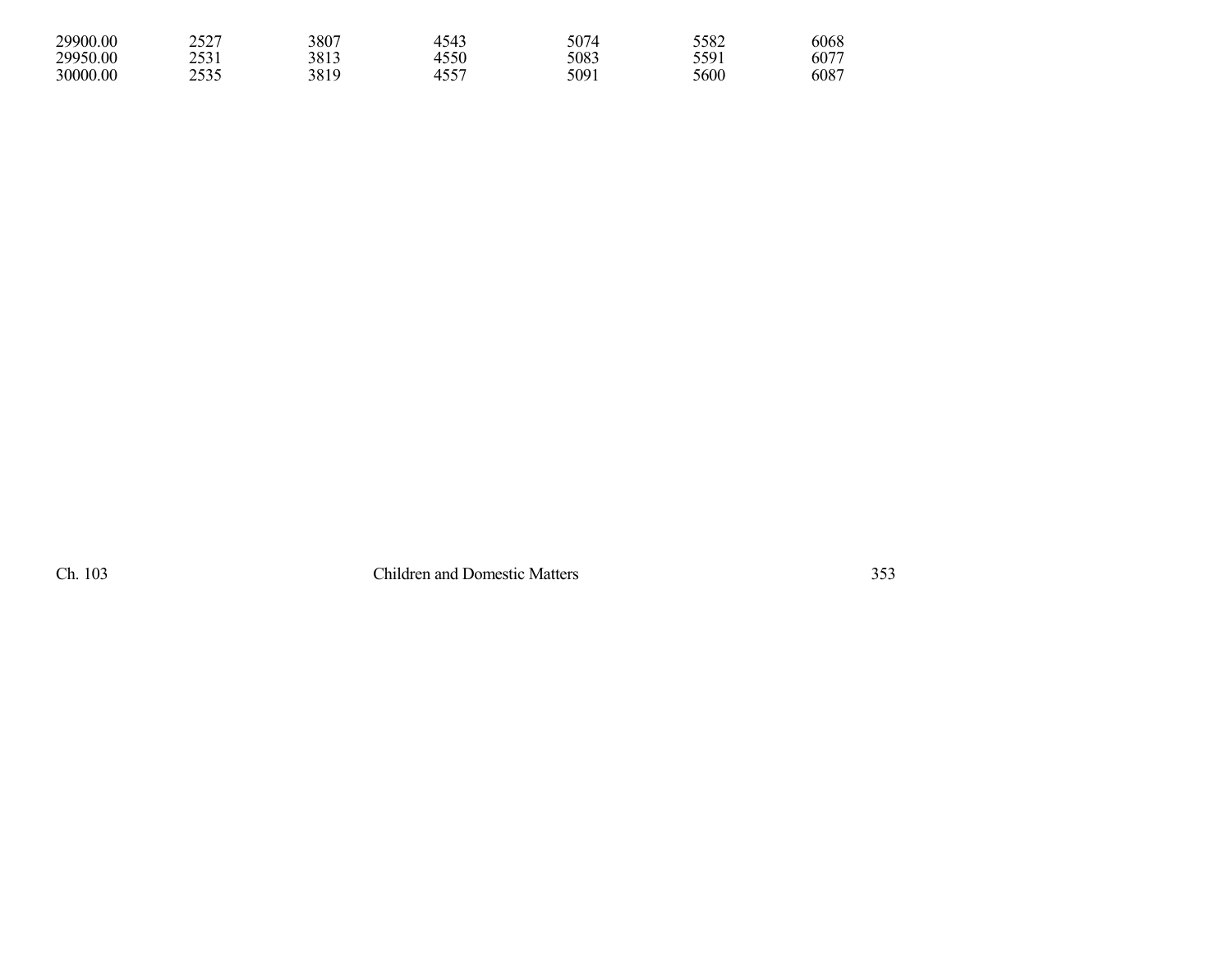| | | | | | | |
|---|---|---|---|---|---|---|
| 29900.00 | 2527 | 3807 | 4543 | 5074 | 5582 | 6068 |
| 29950.00 | 2531 | 3813 | 4550 | 5083 | 5591 | 6077 |
| 30000.00 | 2535 | 3819 | 4557 | 5091 | 5600 | 6087 |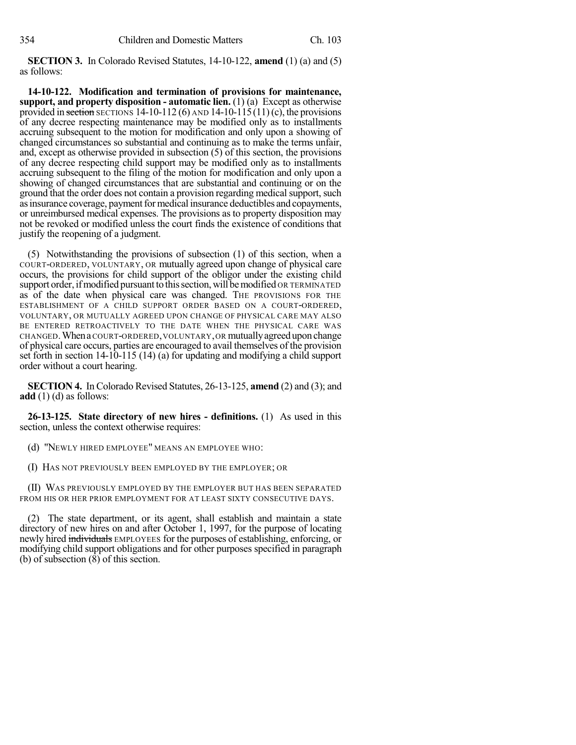**SECTION 3.** In Colorado Revised Statutes, 14-10-122, **amend** (1) (a) and (5) as follows:

**14-10-122. Modification and termination of provisions for maintenance, support, and property disposition - automatic lien.** (1) (a) Except as otherwise provided in ~~section~~ SECTIONS 14-10-112 (6) AND 14-10-115 (11) (c), the provisions of any decree respecting maintenance may be modified only as to installments accruing subsequent to the motion for modification and only upon a showing of changed circumstances so substantial and continuing as to make the terms unfair, and, except as otherwise provided in subsection (5) of this section, the provisions of any decree respecting child support may be modified only as to installments accruing subsequent to the filing of the motion for modification and only upon a showing of changed circumstances that are substantial and continuing or on the ground that the order does not contain a provision regarding medical support, such as insurance coverage, payment for medical insurance deductibles and copayments, or unreimbursed medical expenses. The provisions as to property disposition may not be revoked or modified unless the court finds the existence of conditions that justify the reopening of a judgment.

(5) Notwithstanding the provisions of subsection (1) of this section, when a COURT-ORDERED, VOLUNTARY, OR mutually agreed upon change of physical care occurs, the provisions for child support of the obligor under the existing child support order, if modified pursuant to this section, will be modified OR TERMINATED as of the date when physical care was changed. THE PROVISIONS FOR THE ESTABLISHMENT OF A CHILD SUPPORT ORDER BASED ON A COURT-ORDERED, VOLUNTARY, OR MUTUALLY AGREED UPON CHANGE OF PHYSICAL CARE MAY ALSO BE ENTERED RETROACTIVELY TO THE DATE WHEN THE PHYSICAL CARE WAS CHANGED. When a COURT-ORDERED, VOLUNTARY, OR mutually agreed upon change of physical care occurs, parties are encouraged to avail themselves of the provision set forth in section 14-10-115 (14) (a) for updating and modifying a child support order without a court hearing.

**SECTION 4.** In Colorado Revised Statutes, 26-13-125, **amend** (2) and (3); and **add** (1) (d) as follows:

**26-13-125. State directory of new hires - definitions.** (1) As used in this section, unless the context otherwise requires:

(d) "NEWLY HIRED EMPLOYEE" MEANS AN EMPLOYEE WHO:

(I) HAS NOT PREVIOUSLY BEEN EMPLOYED BY THE EMPLOYER; OR

(II) WAS PREVIOUSLY EMPLOYED BY THE EMPLOYER BUT HAS BEEN SEPARATED FROM HIS OR HER PRIOR EMPLOYMENT FOR AT LEAST SIXTY CONSECUTIVE DAYS.

(2) The state department, or its agent, shall establish and maintain a state directory of new hires on and after October 1, 1997, for the purpose of locating newly hired ~~individuals~~ EMPLOYEES for the purposes of establishing, enforcing, or modifying child support obligations and for other purposes specified in paragraph (b) of subsection (8) of this section.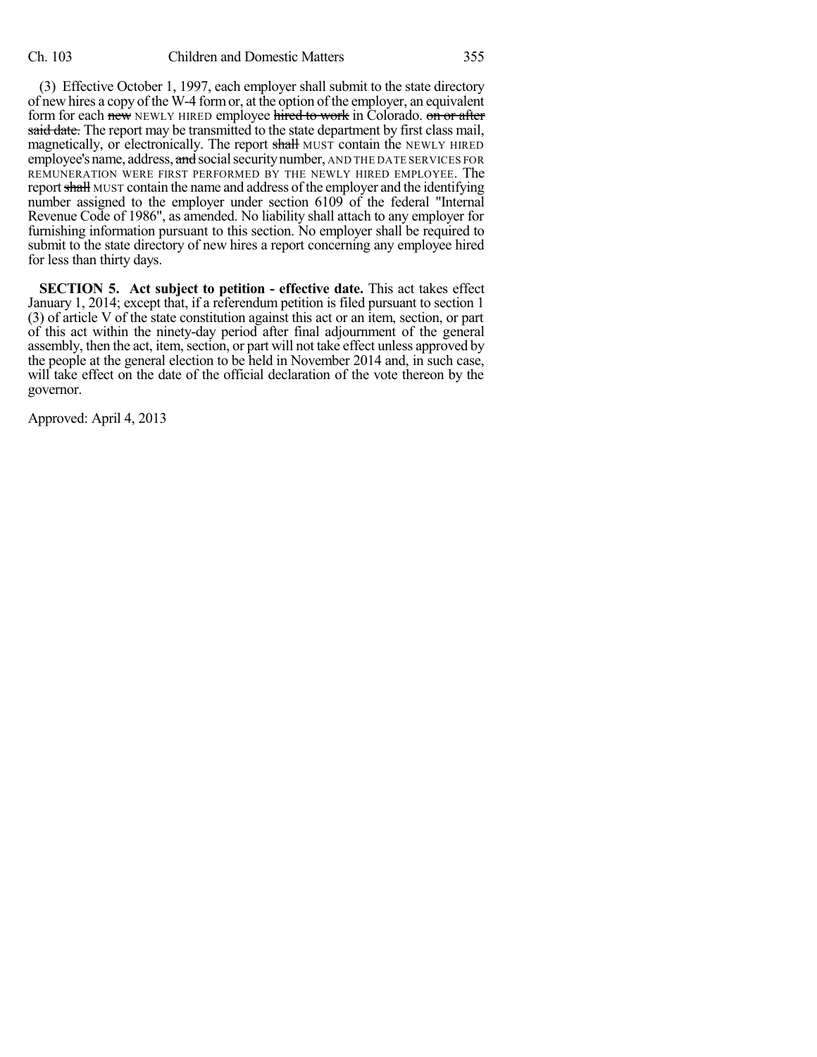(3) Effective October 1, 1997, each employer shall submit to the state directory of new hires a copy of the W-4 form or, at the option of the employer, an equivalent form for each ~~new~~ NEWLY HIRED employee ~~hired to work~~ in Colorado. ~~on or after said date.~~ The report may be transmitted to the state department by first class mail, magnetically, or electronically. The report ~~shall~~ MUST contain the NEWLY HIRED employee's name, address, ~~and~~ social security number, AND THE DATE SERVICES FOR REMUNERATION WERE FIRST PERFORMED BY THE NEWLY HIRED EMPLOYEE. The report ~~shall~~ MUST contain the name and address of the employer and the identifying number assigned to the employer under section 6109 of the federal "Internal Revenue Code of 1986", as amended. No liability shall attach to any employer for furnishing information pursuant to this section. No employer shall be required to submit to the state directory of new hires a report concerning any employee hired for less than thirty days.

**SECTION 5. Act subject to petition - effective date.** This act takes effect January 1, 2014; except that, if a referendum petition is filed pursuant to section 1 (3) of article V of the state constitution against this act or an item, section, or part of this act within the ninety-day period after final adjournment of the general assembly, then the act, item, section, or part will not take effect unless approved by the people at the general election to be held in November 2014 and, in such case, will take effect on the date of the official declaration of the vote thereon by the governor.

Approved: April 4, 2013